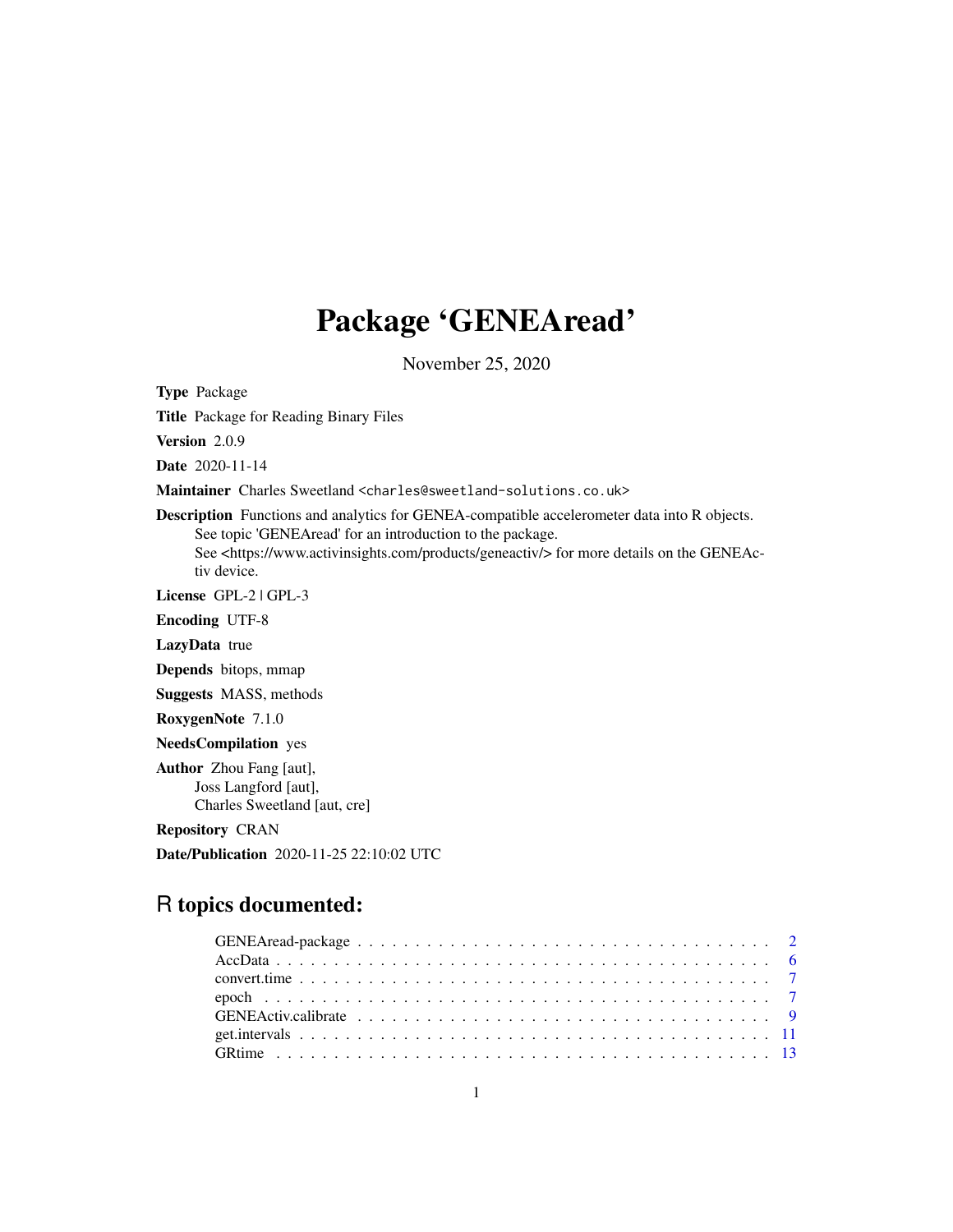# Package 'GENEAread'

November 25, 2020

**Type** Package

**Title** Package for Reading Binary Files

**Version** 2.0.9

**Date** 2020-11-14

**Maintainer** Charles Sweetland <charles@sweetland-solutions.co.uk>

**Description** Functions and analytics for GENEA-compatible accelerometer data into R objects.
See topic 'GENEAread' for an introduction to the package.
See <https://www.activinsights.com/products/geneactiv/> for more details on the GENEActiv device.

**License** GPL-2 | GPL-3

**Encoding** UTF-8

**LazyData** true

**Depends** bitops, mmap

**Suggests** MASS, methods

**RoxygenNote** 7.1.0

**NeedsCompilation** yes

**Author** Zhou Fang [aut],
Joss Langford [aut],
Charles Sweetland [aut, cre]

**Repository** CRAN

**Date/Publication** 2020-11-25 22:10:02 UTC

## R topics documented:

- GENEAread-package . . . . . . . . . . . . . . . . . . . . . . . . . . . . . . . . . . . . 2
- AccData . . . . . . . . . . . . . . . . . . . . . . . . . . . . . . . . . . . . . . . . . . . 6
- convert.time . . . . . . . . . . . . . . . . . . . . . . . . . . . . . . . . . . . . . . . . . 7
- epoch . . . . . . . . . . . . . . . . . . . . . . . . . . . . . . . . . . . . . . . . . . . . . 7
- GENEActiv.calibrate . . . . . . . . . . . . . . . . . . . . . . . . . . . . . . . . . . . . 9
- get.intervals . . . . . . . . . . . . . . . . . . . . . . . . . . . . . . . . . . . . . . . . . 11
- GRtime . . . . . . . . . . . . . . . . . . . . . . . . . . . . . . . . . . . . . . . . . . . . 13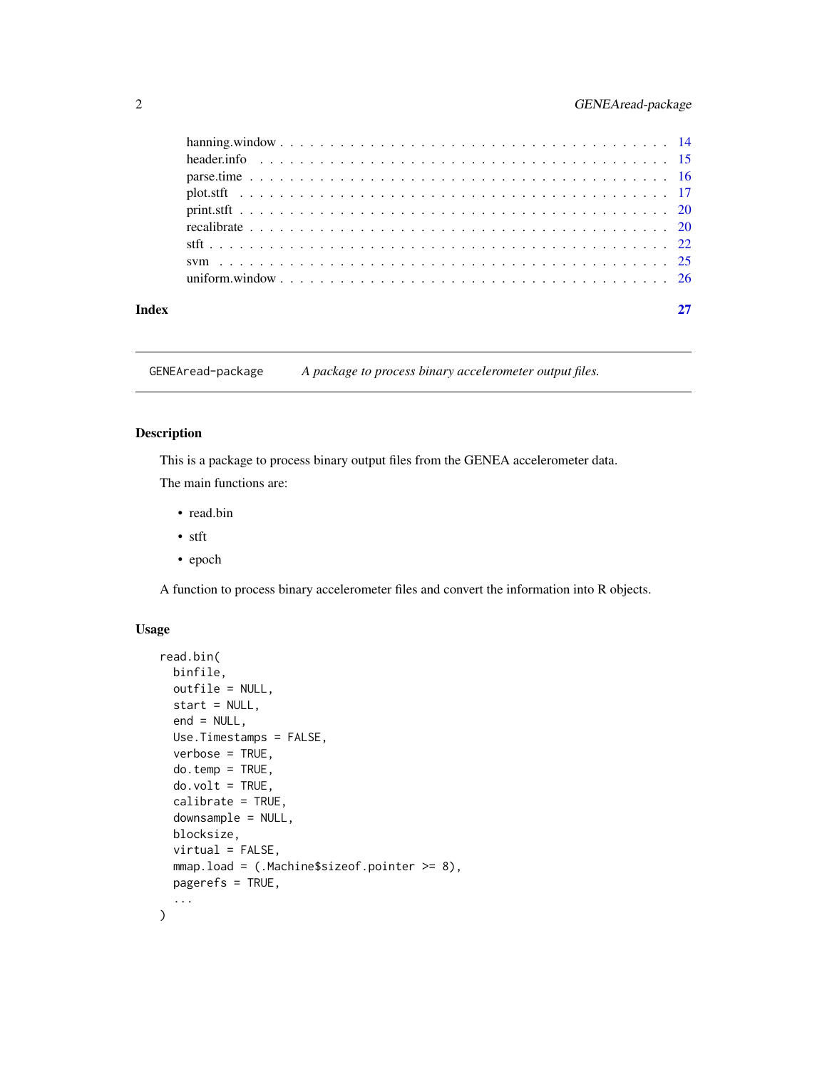hanning.window . . . . . . . . . . . . . . . . . . . . . . . . . . . . . . . . . . . . . . 14
header.info . . . . . . . . . . . . . . . . . . . . . . . . . . . . . . . . . . . . . . . . 15
parse.time . . . . . . . . . . . . . . . . . . . . . . . . . . . . . . . . . . . . . . . . 16
plot.stft . . . . . . . . . . . . . . . . . . . . . . . . . . . . . . . . . . . . . . . . . 17
print.stft . . . . . . . . . . . . . . . . . . . . . . . . . . . . . . . . . . . . . . . . 20
recalibrate . . . . . . . . . . . . . . . . . . . . . . . . . . . . . . . . . . . . . . . . 20
stft . . . . . . . . . . . . . . . . . . . . . . . . . . . . . . . . . . . . . . . . . . . 22
svm . . . . . . . . . . . . . . . . . . . . . . . . . . . . . . . . . . . . . . . . . . . . 25
uniform.window . . . . . . . . . . . . . . . . . . . . . . . . . . . . . . . . . . . . . . 26

**Index** **27**

---

`GENEAread-package` *A package to process binary accelerometer output files.*

---

### Description

This is a package to process binary output files from the GENEA accelerometer data.

The main functions are:

- read.bin
- stft
- epoch

A function to process binary accelerometer files and convert the information into R objects.

### Usage

```
read.bin(
  binfile,
  outfile = NULL,
  start = NULL,
  end = NULL,
  Use.Timestamps = FALSE,
  verbose = TRUE,
  do.temp = TRUE,
  do.volt = TRUE,
  calibrate = TRUE,
  downsample = NULL,
  blocksize,
  virtual = FALSE,
  mmap.load = (.Machine$sizeof.pointer >= 8),
  pagerefs = TRUE,
  ...
)
```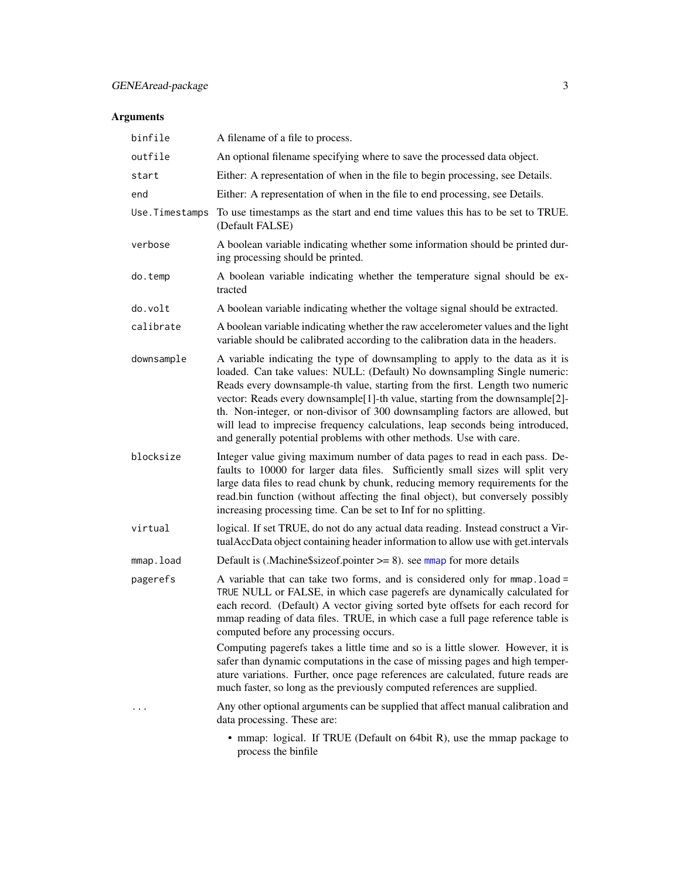## Arguments

| | |
|---|---|
| `binfile` | A filename of a file to process. |
| `outfile` | An optional filename specifying where to save the processed data object. |
| `start` | Either: A representation of when in the file to begin processing, see Details. |
| `end` | Either: A representation of when in the file to end processing, see Details. |
| `Use.Timestamps` | To use timestamps as the start and end time values this has to be set to TRUE. (Default FALSE) |
| `verbose` | A boolean variable indicating whether some information should be printed during processing should be printed. |
| `do.temp` | A boolean variable indicating whether the temperature signal should be extracted |
| `do.volt` | A boolean variable indicating whether the voltage signal should be extracted. |
| `calibrate` | A boolean variable indicating whether the raw accelerometer values and the light variable should be calibrated according to the calibration data in the headers. |
| `downsample` | A variable indicating the type of downsampling to apply to the data as it is loaded. Can take values: NULL: (Default) No downsampling Single numeric: Reads every downsample-th value, starting from the first. Length two numeric vector: Reads every downsample[1]-th value, starting from the downsample[2]-th. Non-integer, or non-divisor of 300 downsampling factors are allowed, but will lead to imprecise frequency calculations, leap seconds being introduced, and generally potential problems with other methods. Use with care. |
| `blocksize` | Integer value giving maximum number of data pages to read in each pass. Defaults to 10000 for larger data files. Sufficiently small sizes will split very large data files to read chunk by chunk, reducing memory requirements for the read.bin function (without affecting the final object), but conversely possibly increasing processing time. Can be set to Inf for no splitting. |
| `virtual` | logical. If set TRUE, do not do any actual data reading. Instead construct a VirtualAccData object containing header information to allow use with get.intervals |
| `mmap.load` | Default is (.Machine$sizeof.pointer >= 8). see `mmap` for more details |
| `pagerefs` | A variable that can take two forms, and is considered only for `mmap.load = TRUE` NULL or FALSE, in which case pagerefs are dynamically calculated for each record. (Default) A vector giving sorted byte offsets for each record for mmap reading of data files. TRUE, in which case a full page reference table is computed before any processing occurs. Computing pagerefs takes a little time and so is a little slower. However, it is safer than dynamic computations in the case of missing pages and high temperature variations. Further, once page references are calculated, future reads are much faster, so long as the previously computed references are supplied. |
| `...` | Any other optional arguments can be supplied that affect manual calibration and data processing. These are: <br>• mmap: logical. If TRUE (Default on 64bit R), use the mmap package to process the binfile |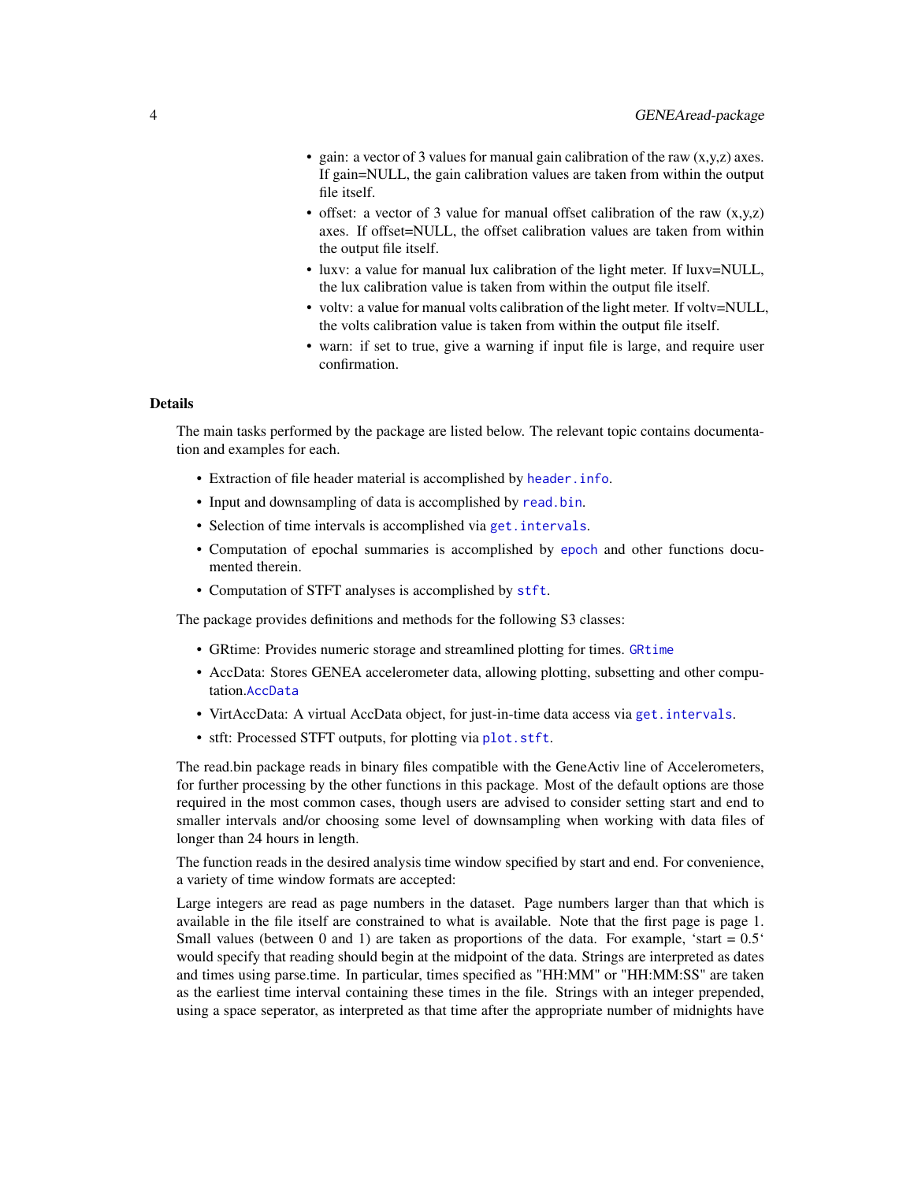- gain: a vector of 3 values for manual gain calibration of the raw (x,y,z) axes. If gain=NULL, the gain calibration values are taken from within the output file itself.
- offset: a vector of 3 value for manual offset calibration of the raw (x,y,z) axes. If offset=NULL, the offset calibration values are taken from within the output file itself.
- luxv: a value for manual lux calibration of the light meter. If luxv=NULL, the lux calibration value is taken from within the output file itself.
- voltv: a value for manual volts calibration of the light meter. If voltv=NULL, the volts calibration value is taken from within the output file itself.
- warn: if set to true, give a warning if input file is large, and require user confirmation.

## Details

The main tasks performed by the package are listed below. The relevant topic contains documentation and examples for each.

- Extraction of file header material is accomplished by `header.info`.
- Input and downsampling of data is accomplished by `read.bin`.
- Selection of time intervals is accomplished via `get.intervals`.
- Computation of epochal summaries is accomplished by `epoch` and other functions documented therein.
- Computation of STFT analyses is accomplished by `stft`.

The package provides definitions and methods for the following S3 classes:

- GRtime: Provides numeric storage and streamlined plotting for times. `GRtime`
- AccData: Stores GENEA accelerometer data, allowing plotting, subsetting and other computation.`AccData`
- VirtAccData: A virtual AccData object, for just-in-time data access via `get.intervals`.
- stft: Processed STFT outputs, for plotting via `plot.stft`.

The read.bin package reads in binary files compatible with the GeneActiv line of Accelerometers, for further processing by the other functions in this package. Most of the default options are those required in the most common cases, though users are advised to consider setting start and end to smaller intervals and/or choosing some level of downsampling when working with data files of longer than 24 hours in length.

The function reads in the desired analysis time window specified by start and end. For convenience, a variety of time window formats are accepted:

Large integers are read as page numbers in the dataset. Page numbers larger than that which is available in the file itself are constrained to what is available. Note that the first page is page 1. Small values (between 0 and 1) are taken as proportions of the data. For example, 'start = 0.5' would specify that reading should begin at the midpoint of the data. Strings are interpreted as dates and times using parse.time. In particular, times specified as "HH:MM" or "HH:MM:SS" are taken as the earliest time interval containing these times in the file. Strings with an integer prepended, using a space seperator, as interpreted as that time after the appropriate number of midnights have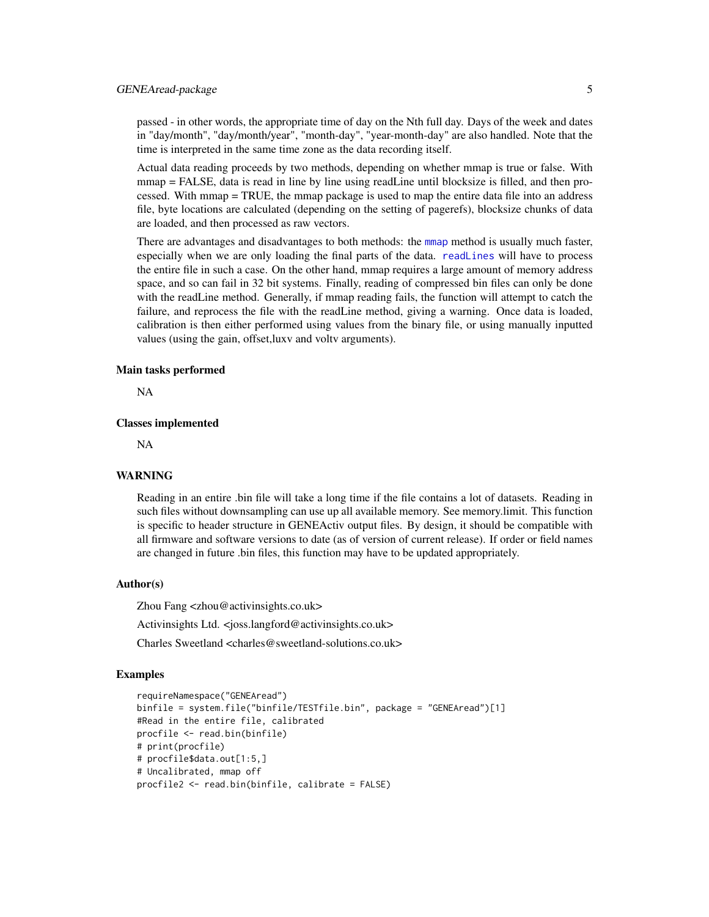passed - in other words, the appropriate time of day on the Nth full day. Days of the week and dates in "day/month", "day/month/year", "month-day", "year-month-day" are also handled. Note that the time is interpreted in the same time zone as the data recording itself.

Actual data reading proceeds by two methods, depending on whether mmap is true or false. With mmap = FALSE, data is read in line by line using readLine until blocksize is filled, and then processed. With mmap = TRUE, the mmap package is used to map the entire data file into an address file, byte locations are calculated (depending on the setting of pagerefs), blocksize chunks of data are loaded, and then processed as raw vectors.

There are advantages and disadvantages to both methods: the `mmap` method is usually much faster, especially when we are only loading the final parts of the data. `readLines` will have to process the entire file in such a case. On the other hand, mmap requires a large amount of memory address space, and so can fail in 32 bit systems. Finally, reading of compressed bin files can only be done with the readLine method. Generally, if mmap reading fails, the function will attempt to catch the failure, and reprocess the file with the readLine method, giving a warning. Once data is loaded, calibration is then either performed using values from the binary file, or using manually inputted values (using the gain, offset,luxv and voltv arguments).

### Main tasks performed

NA

### Classes implemented

NA

### WARNING

Reading in an entire .bin file will take a long time if the file contains a lot of datasets. Reading in such files without downsampling can use up all available memory. See memory.limit. This function is specific to header structure in GENEActiv output files. By design, it should be compatible with all firmware and software versions to date (as of version of current release). If order or field names are changed in future .bin files, this function may have to be updated appropriately.

### Author(s)

Zhou Fang <zhou@activinsights.co.uk>

Activinsights Ltd. <joss.langford@activinsights.co.uk>

Charles Sweetland <charles@sweetland-solutions.co.uk>

### Examples

```
requireNamespace("GENEAread")
binfile = system.file("binfile/TESTfile.bin", package = "GENEAread")[1]
#Read in the entire file, calibrated
procfile <- read.bin(binfile)
# print(procfile)
# procfile$data.out[1:5,]
# Uncalibrated, mmap off
procfile2 <- read.bin(binfile, calibrate = FALSE)
```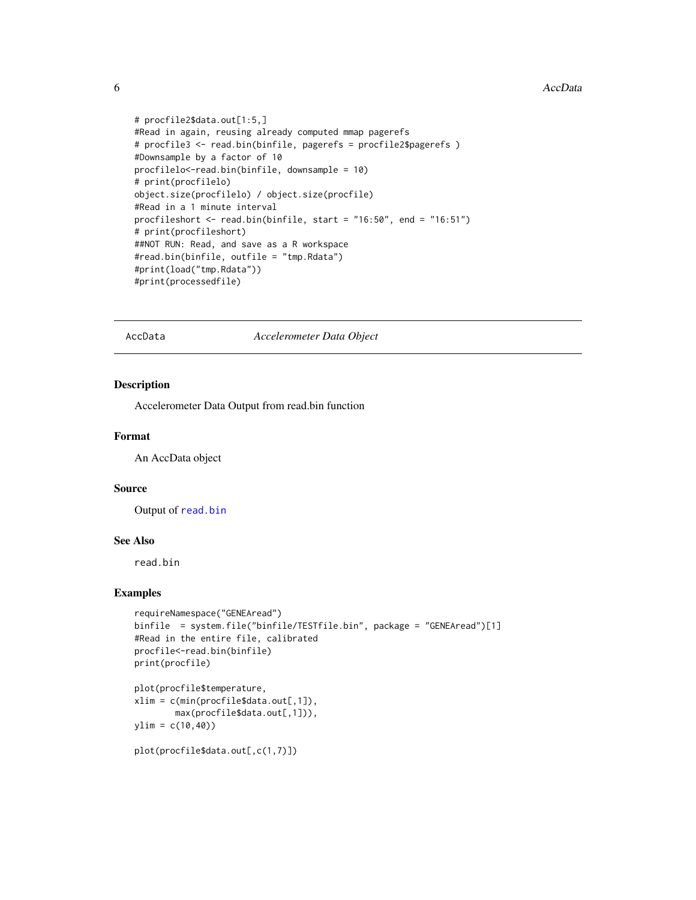```
# procfile2$data.out[1:5,]
#Read in again, reusing already computed mmap pagerefs
# procfile3 <- read.bin(binfile, pagerefs = procfile2$pagerefs )
#Downsample by a factor of 10
procfilelo<-read.bin(binfile, downsample = 10)
# print(procfilelo)
object.size(procfilelo) / object.size(procfile)
#Read in a 1 minute interval
procfileshort <- read.bin(binfile, start = "16:50", end = "16:51")
# print(procfileshort)
##NOT RUN: Read, and save as a R workspace
#read.bin(binfile, outfile = "tmp.Rdata")
#print(load("tmp.Rdata"))
#print(processedfile)
```

---

## AccData *Accelerometer Data Object*

### Description

Accelerometer Data Output from read.bin function

### Format

An AccData object

### Source

Output of `read.bin`

### See Also

`read.bin`

### Examples

```
requireNamespace("GENEAread")
binfile  = system.file("binfile/TESTfile.bin", package = "GENEAread")[1]
#Read in the entire file, calibrated
procfile<-read.bin(binfile)
print(procfile)

plot(procfile$temperature,
xlim = c(min(procfile$data.out[,1]),
        max(procfile$data.out[,1])),
ylim = c(10,40))

plot(procfile$data.out[,c(1,7)])
```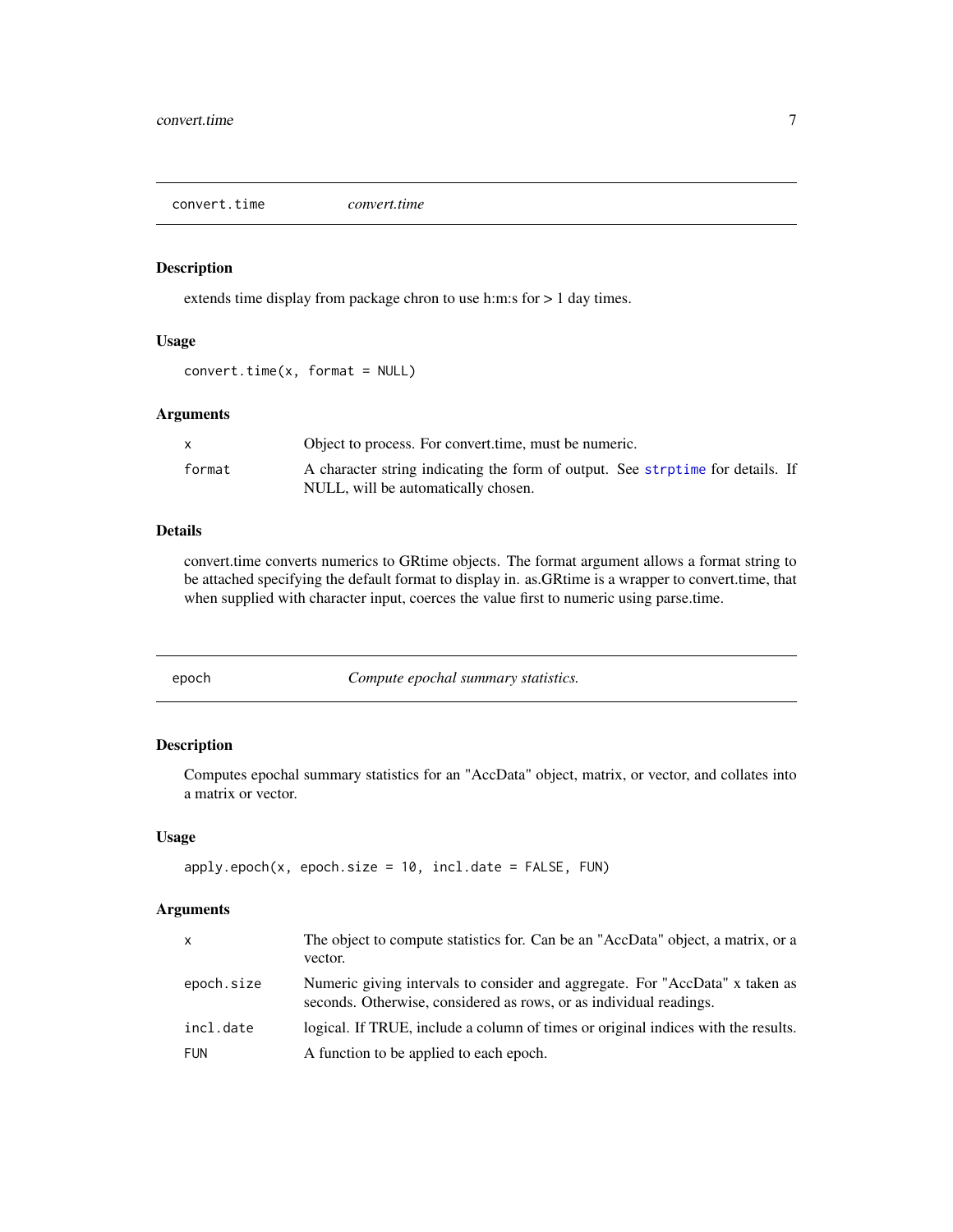## convert.time — *convert.time*

### Description

extends time display from package chron to use h:m:s for > 1 day times.

### Usage

```
convert.time(x, format = NULL)
```

### Arguments

| | |
|---|---|
| `x` | Object to process. For convert.time, must be numeric. |
| `format` | A character string indicating the form of output. See strptime for details. If NULL, will be automatically chosen. |

### Details

convert.time converts numerics to GRtime objects. The format argument allows a format string to be attached specifying the default format to display in. as.GRtime is a wrapper to convert.time, that when supplied with character input, coerces the value first to numeric using parse.time.

## epoch — *Compute epochal summary statistics.*

### Description

Computes epochal summary statistics for an "AccData" object, matrix, or vector, and collates into a matrix or vector.

### Usage

```
apply.epoch(x, epoch.size = 10, incl.date = FALSE, FUN)
```

### Arguments

| | |
|---|---|
| `x` | The object to compute statistics for. Can be an "AccData" object, a matrix, or a vector. |
| `epoch.size` | Numeric giving intervals to consider and aggregate. For "AccData" x taken as seconds. Otherwise, considered as rows, or as individual readings. |
| `incl.date` | logical. If TRUE, include a column of times or original indices with the results. |
| `FUN` | A function to be applied to each epoch. |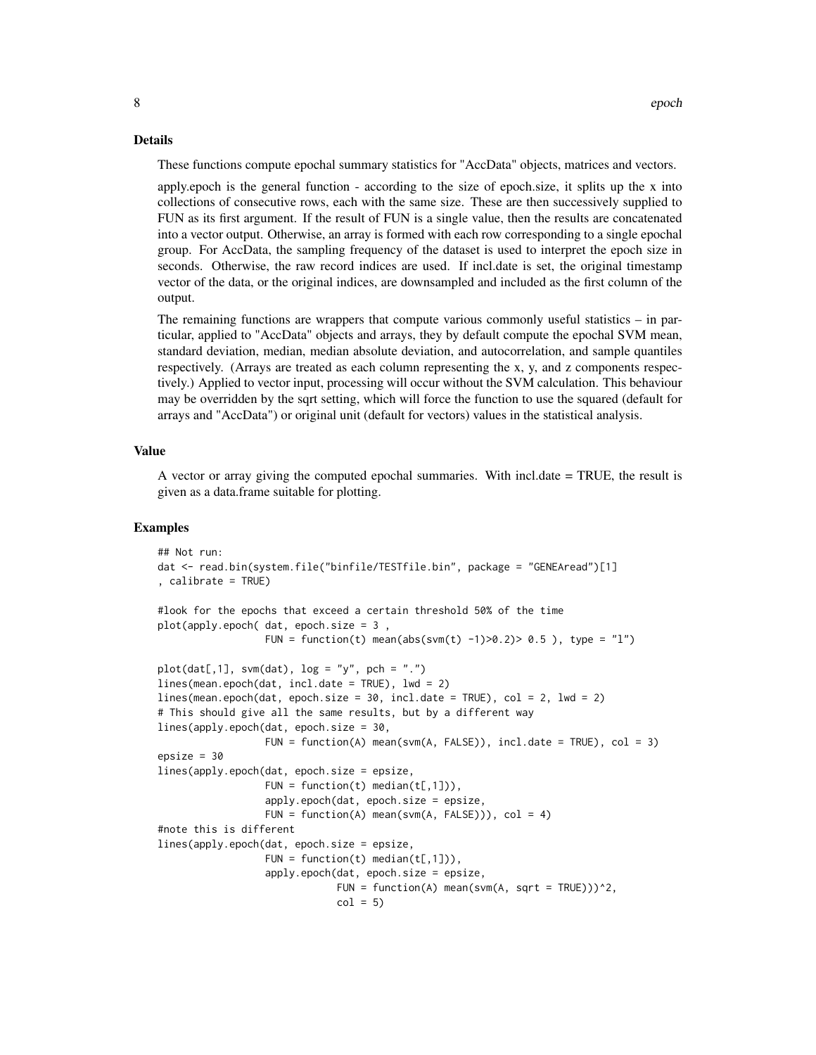## Details

These functions compute epochal summary statistics for "AccData" objects, matrices and vectors.

apply.epoch is the general function - according to the size of epoch.size, it splits up the x into collections of consecutive rows, each with the same size. These are then successively supplied to FUN as its first argument. If the result of FUN is a single value, then the results are concatenated into a vector output. Otherwise, an array is formed with each row corresponding to a single epochal group. For AccData, the sampling frequency of the dataset is used to interpret the epoch size in seconds. Otherwise, the raw record indices are used. If incl.date is set, the original timestamp vector of the data, or the original indices, are downsampled and included as the first column of the output.

The remaining functions are wrappers that compute various commonly useful statistics – in particular, applied to "AccData" objects and arrays, they by default compute the epochal SVM mean, standard deviation, median, median absolute deviation, and autocorrelation, and sample quantiles respectively. (Arrays are treated as each column representing the x, y, and z components respectively.) Applied to vector input, processing will occur without the SVM calculation. This behaviour may be overridden by the sqrt setting, which will force the function to use the squared (default for arrays and "AccData") or original unit (default for vectors) values in the statistical analysis.

## Value

A vector or array giving the computed epochal summaries. With incl.date = TRUE, the result is given as a data.frame suitable for plotting.

## Examples

```
## Not run:
dat <- read.bin(system.file("binfile/TESTfile.bin", package = "GENEAread")[1]
, calibrate = TRUE)

#look for the epochs that exceed a certain threshold 50% of the time
plot(apply.epoch( dat, epoch.size = 3 ,
                  FUN = function(t) mean(abs(svm(t) -1)>0.2)> 0.5 ), type = "l")

plot(dat[,1], svm(dat), log = "y", pch = ".")
lines(mean.epoch(dat, incl.date = TRUE), lwd = 2)
lines(mean.epoch(dat, epoch.size = 30, incl.date = TRUE), col = 2, lwd = 2)
# This should give all the same results, but by a different way
lines(apply.epoch(dat, epoch.size = 30,
                  FUN = function(A) mean(svm(A, FALSE)), incl.date = TRUE), col = 3)
epsize = 30
lines(apply.epoch(dat, epoch.size = epsize,
                  FUN = function(t) median(t[,1])),
                  apply.epoch(dat, epoch.size = epsize,
                  FUN = function(A) mean(svm(A, FALSE))), col = 4)
#note this is different
lines(apply.epoch(dat, epoch.size = epsize,
                  FUN = function(t) median(t[,1])),
                  apply.epoch(dat, epoch.size = epsize,
                              FUN = function(A) mean(svm(A, sqrt = TRUE)))^2,
                              col = 5)
```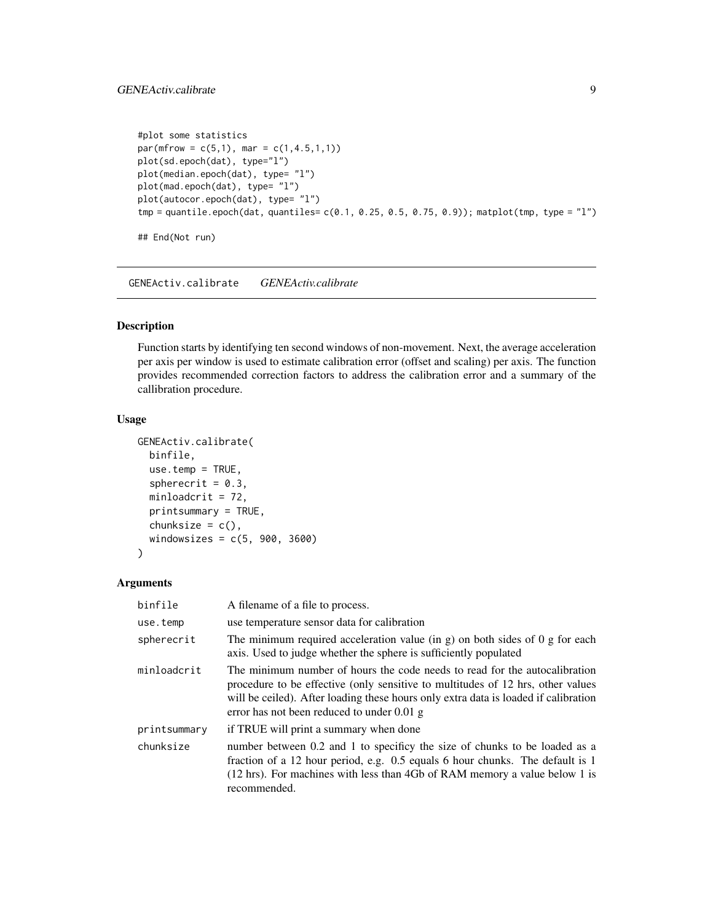```
#plot some statistics
par(mfrow = c(5,1), mar = c(1,4.5,1,1))
plot(sd.epoch(dat), type="l")
plot(median.epoch(dat), type= "l")
plot(mad.epoch(dat), type= "l")
plot(autocor.epoch(dat), type= "l")
tmp = quantile.epoch(dat, quantiles= c(0.1, 0.25, 0.5, 0.75, 0.9)); matplot(tmp, type = "l")

## End(Not run)
```

## GENEActiv.calibrate *GENEActiv.calibrate*

### Description

Function starts by identifying ten second windows of non-movement. Next, the average acceleration per axis per window is used to estimate calibration error (offset and scaling) per axis. The function provides recommended correction factors to address the calibration error and a summary of the callibration procedure.

### Usage

```
GENEActiv.calibrate(
  binfile,
  use.temp = TRUE,
  spherecrit = 0.3,
  minloadcrit = 72,
  printsummary = TRUE,
  chunksize = c(),
  windowsizes = c(5, 900, 3600)
)
```

### Arguments

| | |
|---|---|
| binfile | A filename of a file to process. |
| use.temp | use temperature sensor data for calibration |
| spherecrit | The minimum required acceleration value (in g) on both sides of 0 g for each axis. Used to judge whether the sphere is sufficiently populated |
| minloadcrit | The minimum number of hours the code needs to read for the autocalibration procedure to be effective (only sensitive to multitudes of 12 hrs, other values will be ceiled). After loading these hours only extra data is loaded if calibration error has not been reduced to under 0.01 g |
| printsummary | if TRUE will print a summary when done |
| chunksize | number between 0.2 and 1 to specificy the size of chunks to be loaded as a fraction of a 12 hour period, e.g. 0.5 equals 6 hour chunks. The default is 1 (12 hrs). For machines with less than 4Gb of RAM memory a value below 1 is recommended. |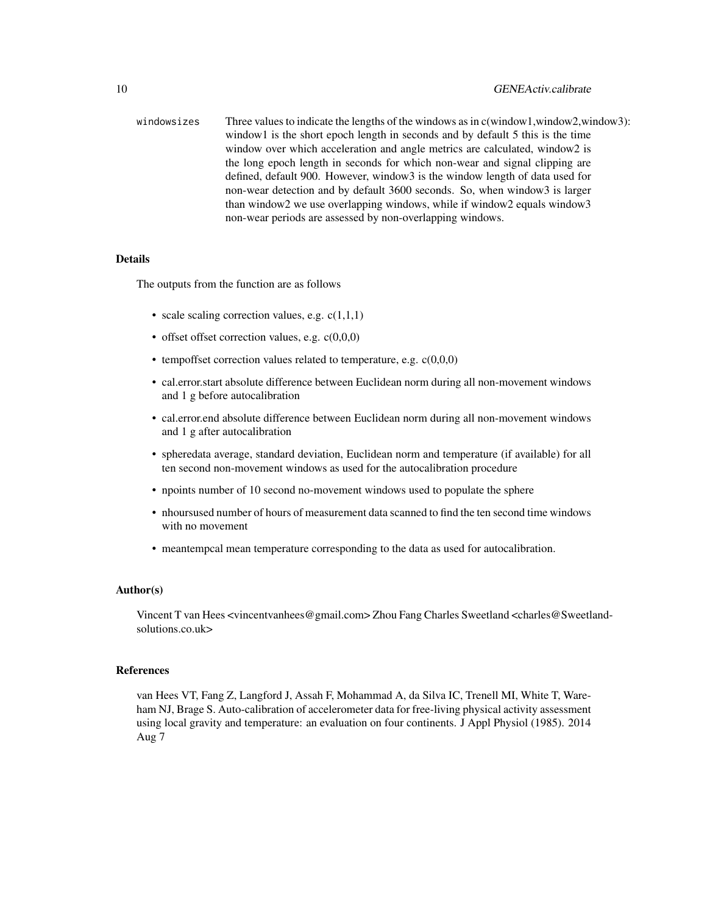windowsizes Three values to indicate the lengths of the windows as in c(window1,window2,window3): window1 is the short epoch length in seconds and by default 5 this is the time window over which acceleration and angle metrics are calculated, window2 is the long epoch length in seconds for which non-wear and signal clipping are defined, default 900. However, window3 is the window length of data used for non-wear detection and by default 3600 seconds. So, when window3 is larger than window2 we use overlapping windows, while if window2 equals window3 non-wear periods are assessed by non-overlapping windows.

### Details

The outputs from the function are as follows

- scale scaling correction values, e.g. c(1,1,1)
- offset offset correction values, e.g. c(0,0,0)
- tempoffset correction values related to temperature, e.g. c(0,0,0)
- cal.error.start absolute difference between Euclidean norm during all non-movement windows and 1 g before autocalibration
- cal.error.end absolute difference between Euclidean norm during all non-movement windows and 1 g after autocalibration
- spheredata average, standard deviation, Euclidean norm and temperature (if available) for all ten second non-movement windows as used for the autocalibration procedure
- npoints number of 10 second no-movement windows used to populate the sphere
- nhoursused number of hours of measurement data scanned to find the ten second time windows with no movement
- meantempcal mean temperature corresponding to the data as used for autocalibration.

### Author(s)

Vincent T van Hees <vincentvanhees@gmail.com> Zhou Fang Charles Sweetland <charles@Sweetland-solutions.co.uk>

### References

van Hees VT, Fang Z, Langford J, Assah F, Mohammad A, da Silva IC, Trenell MI, White T, Wareham NJ, Brage S. Auto-calibration of accelerometer data for free-living physical activity assessment using local gravity and temperature: an evaluation on four continents. J Appl Physiol (1985). 2014 Aug 7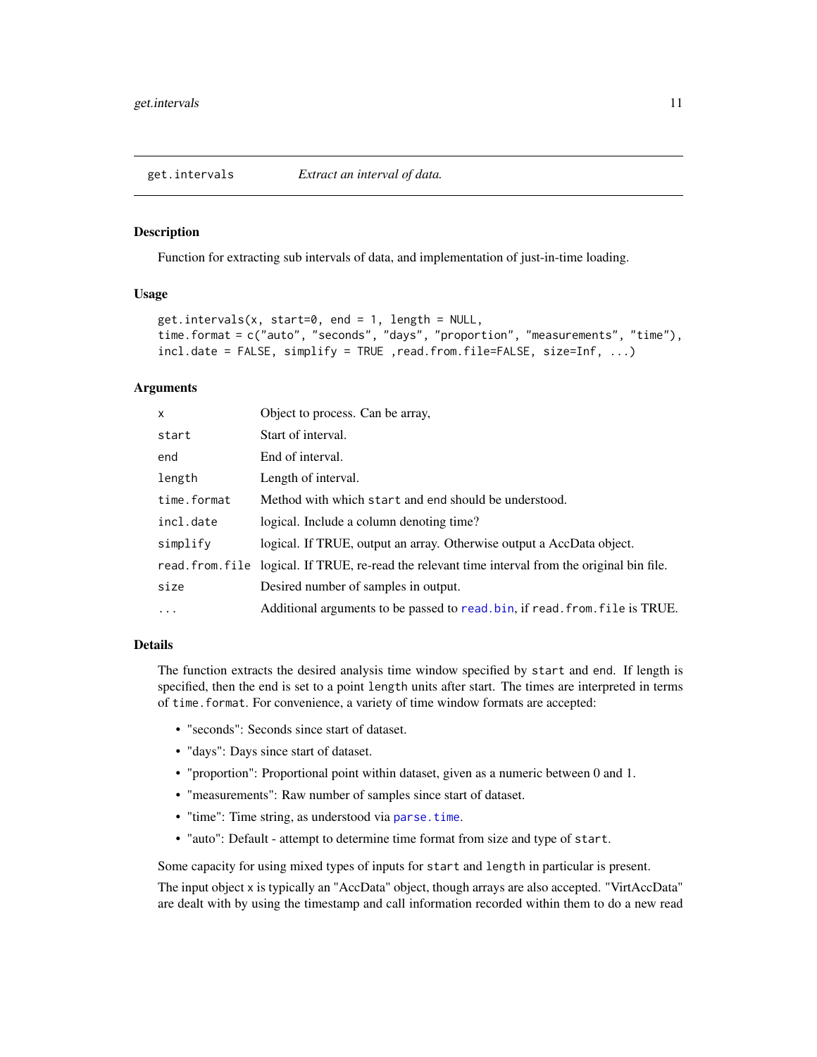## get.intervals *Extract an interval of data.*

### Description

Function for extracting sub intervals of data, and implementation of just-in-time loading.

### Usage

```
get.intervals(x, start=0, end = 1, length = NULL,
time.format = c("auto", "seconds", "days", "proportion", "measurements", "time"),
incl.date = FALSE, simplify = TRUE ,read.from.file=FALSE, size=Inf, ...)
```

### Arguments

| | |
|---|---|
| `x` | Object to process. Can be array, |
| `start` | Start of interval. |
| `end` | End of interval. |
| `length` | Length of interval. |
| `time.format` | Method with which `start` and `end` should be understood. |
| `incl.date` | logical. Include a column denoting time? |
| `simplify` | logical. If TRUE, output an array. Otherwise output a AccData object. |
| `read.from.file` | logical. If TRUE, re-read the relevant time interval from the original bin file. |
| `size` | Desired number of samples in output. |
| `...` | Additional arguments to be passed to `read.bin`, if `read.from.file` is TRUE. |

### Details

The function extracts the desired analysis time window specified by `start` and `end`. If length is specified, then the end is set to a point `length` units after start. The times are interpreted in terms of `time.format`. For convenience, a variety of time window formats are accepted:

- "seconds": Seconds since start of dataset.
- "days": Days since start of dataset.
- "proportion": Proportional point within dataset, given as a numeric between 0 and 1.
- "measurements": Raw number of samples since start of dataset.
- "time": Time string, as understood via `parse.time`.
- "auto": Default - attempt to determine time format from size and type of `start`.

Some capacity for using mixed types of inputs for `start` and `length` in particular is present.

The input object `x` is typically an "AccData" object, though arrays are also accepted. "VirtAccData" are dealt with by using the timestamp and call information recorded within them to do a new read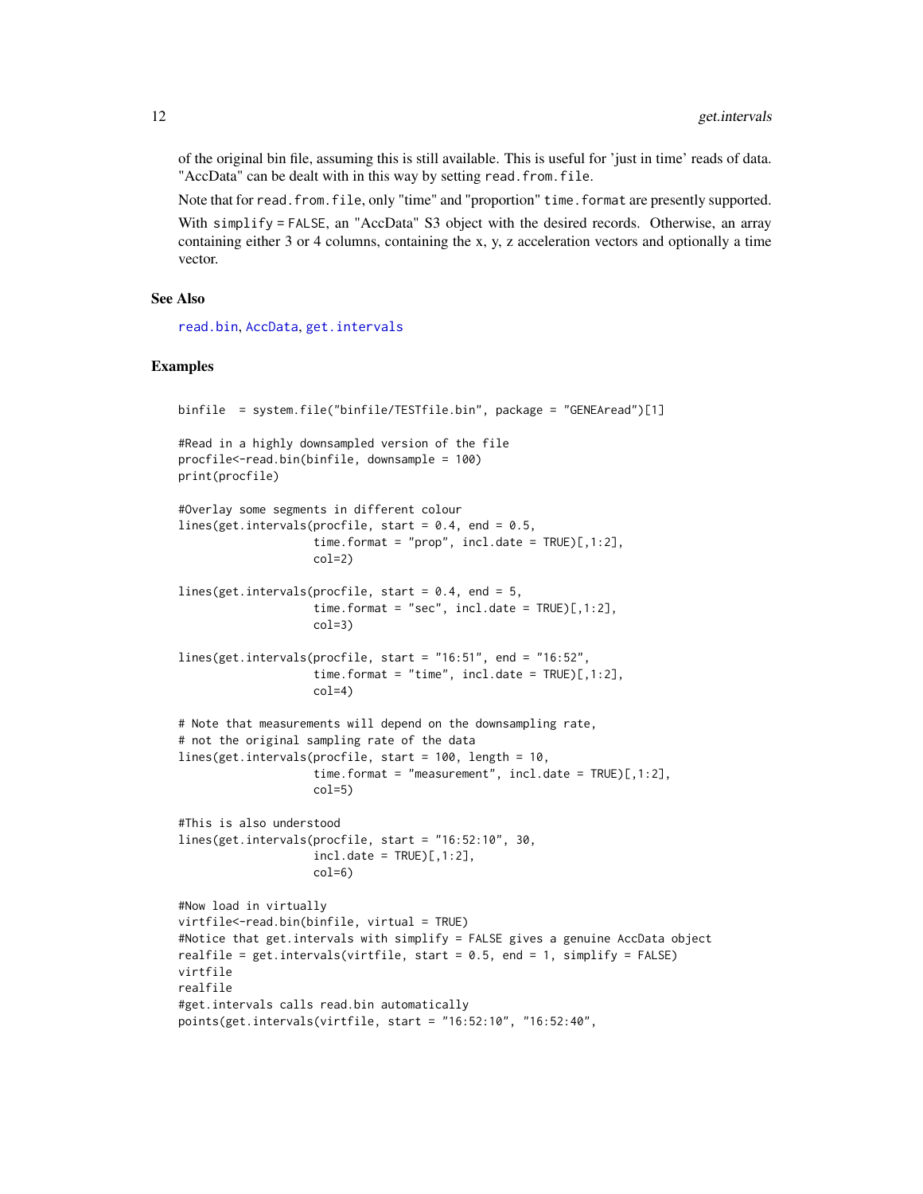of the original bin file, assuming this is still available. This is useful for 'just in time' reads of data. "AccData" can be dealt with in this way by setting `read.from.file`.

Note that for `read.from.file`, only "time" and "proportion" `time.format` are presently supported.

With `simplify = FALSE`, an "AccData" S3 object with the desired records. Otherwise, an array containing either 3 or 4 columns, containing the x, y, z acceleration vectors and optionally a time vector.

### See Also

`read.bin`, `AccData`, `get.intervals`

### Examples

```
binfile  = system.file("binfile/TESTfile.bin", package = "GENEAread")[1]

#Read in a highly downsampled version of the file
procfile<-read.bin(binfile, downsample = 100)
print(procfile)

#Overlay some segments in different colour
lines(get.intervals(procfile, start = 0.4, end = 0.5,
                    time.format = "prop", incl.date = TRUE)[,1:2],
                    col=2)

lines(get.intervals(procfile, start = 0.4, end = 5,
                    time.format = "sec", incl.date = TRUE)[,1:2],
                    col=3)

lines(get.intervals(procfile, start = "16:51", end = "16:52",
                    time.format = "time", incl.date = TRUE)[,1:2],
                    col=4)

# Note that measurements will depend on the downsampling rate,
# not the original sampling rate of the data
lines(get.intervals(procfile, start = 100, length = 10,
                    time.format = "measurement", incl.date = TRUE)[,1:2],
                    col=5)

#This is also understood
lines(get.intervals(procfile, start = "16:52:10", 30,
                    incl.date = TRUE)[,1:2],
                    col=6)

#Now load in virtually
virtfile<-read.bin(binfile, virtual = TRUE)
#Notice that get.intervals with simplify = FALSE gives a genuine AccData object
realfile = get.intervals(virtfile, start = 0.5, end = 1, simplify = FALSE)
virtfile
realfile
#get.intervals calls read.bin automatically
points(get.intervals(virtfile, start = "16:52:10", "16:52:40",
```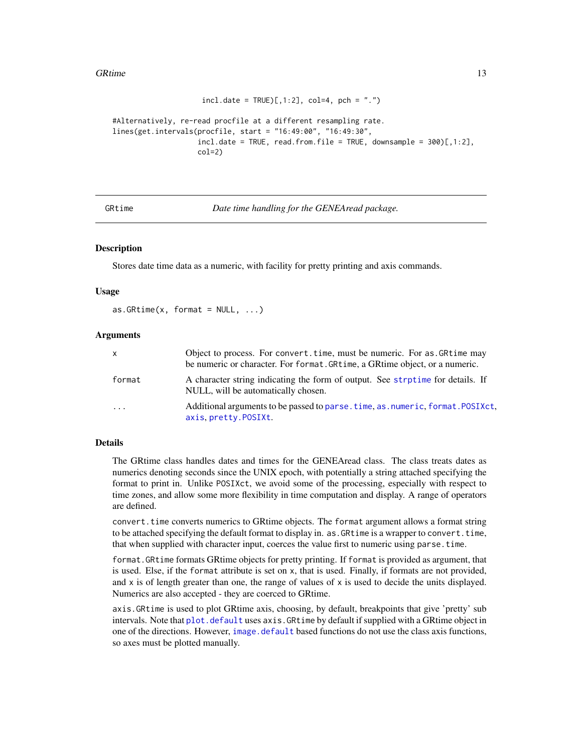```
                    incl.date = TRUE)[,1:2], col=4, pch = ".")

#Alternatively, re-read procfile at a different resampling rate.
lines(get.intervals(procfile, start = "16:49:00", "16:49:30",
                    incl.date = TRUE, read.from.file = TRUE, downsample = 300)[,1:2],
                    col=2)
```

---

GRtime *Date time handling for the GENEAread package.*

---

## Description

Stores date time data as a numeric, with facility for pretty printing and axis commands.

## Usage

```
as.GRtime(x, format = NULL, ...)
```

## Arguments

| | |
|---|---|
| x | Object to process. For convert.time, must be numeric. For as.GRtime may be numeric or character. For format.GRtime, a GRtime object, or a numeric. |
| format | A character string indicating the form of output. See strptime for details. If NULL, will be automatically chosen. |
| ... | Additional arguments to be passed to parse.time, as.numeric, format.POSIXct, axis, pretty.POSIXt. |

## Details

The GRtime class handles dates and times for the GENEAread class. The class treats dates as numerics denoting seconds since the UNIX epoch, with potentially a string attached specifying the format to print in. Unlike POSIXct, we avoid some of the processing, especially with respect to time zones, and allow some more flexibility in time computation and display. A range of operators are defined.

convert.time converts numerics to GRtime objects. The format argument allows a format string to be attached specifying the default format to display in. as.GRtime is a wrapper to convert.time, that when supplied with character input, coerces the value first to numeric using parse.time.

format.GRtime formats GRtime objects for pretty printing. If format is provided as argument, that is used. Else, if the format attribute is set on x, that is used. Finally, if formats are not provided, and x is of length greater than one, the range of values of x is used to decide the units displayed. Numerics are also accepted - they are coerced to GRtime.

axis.GRtime is used to plot GRtime axis, choosing, by default, breakpoints that give 'pretty' sub intervals. Note that plot.default uses axis.GRtime by default if supplied with a GRtime object in one of the directions. However, image.default based functions do not use the class axis functions, so axes must be plotted manually.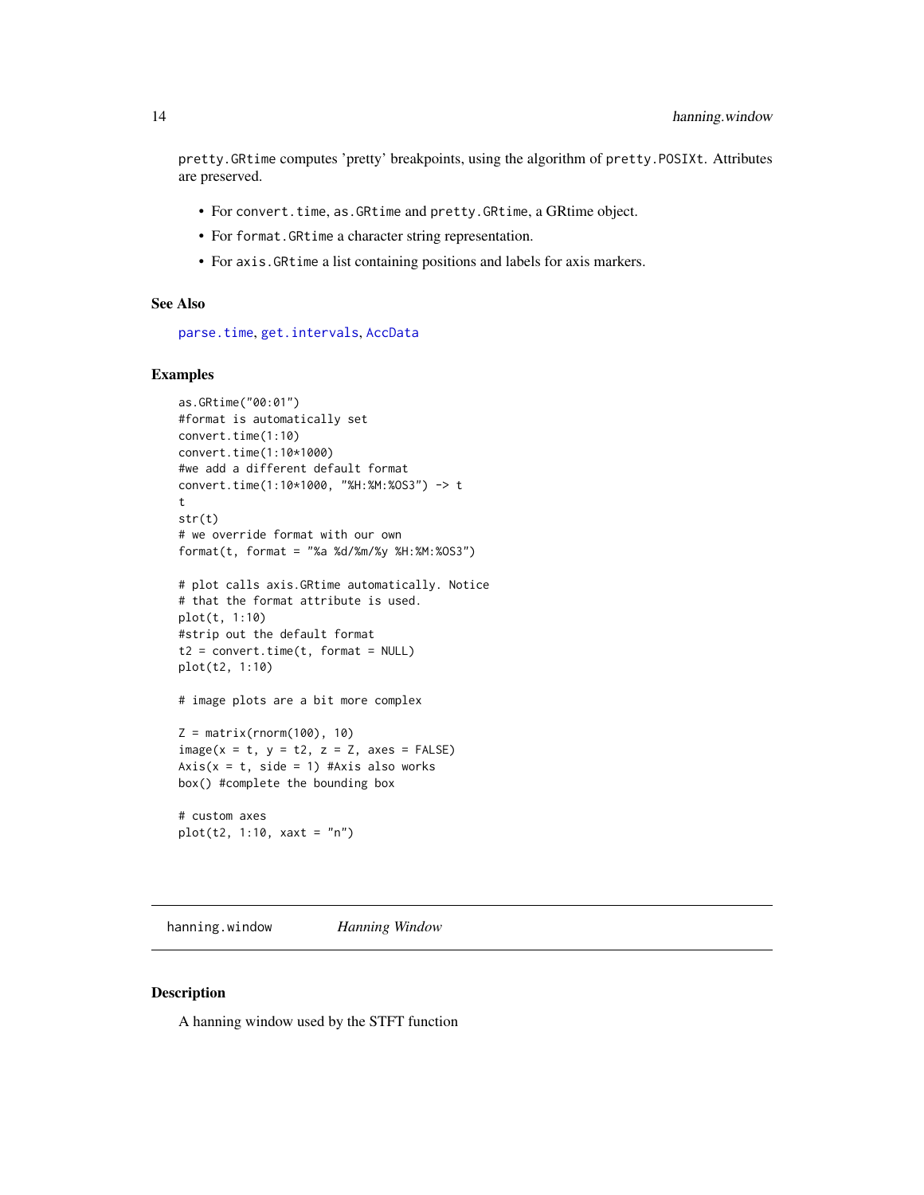`pretty.GRtime` computes 'pretty' breakpoints, using the algorithm of `pretty.POSIXt`. Attributes are preserved.

- For `convert.time`, `as.GRtime` and `pretty.GRtime`, a GRtime object.
- For `format.GRtime` a character string representation.
- For `axis.GRtime` a list containing positions and labels for axis markers.

### See Also

parse.time, get.intervals, AccData

### Examples

```
as.GRtime("00:01")
#format is automatically set
convert.time(1:10)
convert.time(1:10*1000)
#we add a different default format
convert.time(1:10*1000, "%H:%M:%OS3") -> t
t
str(t)
# we override format with our own
format(t, format = "%a %d/%m/%y %H:%M:%OS3")

# plot calls axis.GRtime automatically. Notice
# that the format attribute is used.
plot(t, 1:10)
#strip out the default format
t2 = convert.time(t, format = NULL)
plot(t2, 1:10)

# image plots are a bit more complex

Z = matrix(rnorm(100), 10)
image(x = t, y = t2, z = Z, axes = FALSE)
Axis(x = t, side = 1) #Axis also works
box() #complete the bounding box

# custom axes
plot(t2, 1:10, xaxt = "n")
```

---

## hanning.window &nbsp;&nbsp;&nbsp; *Hanning Window*

### Description

A hanning window used by the STFT function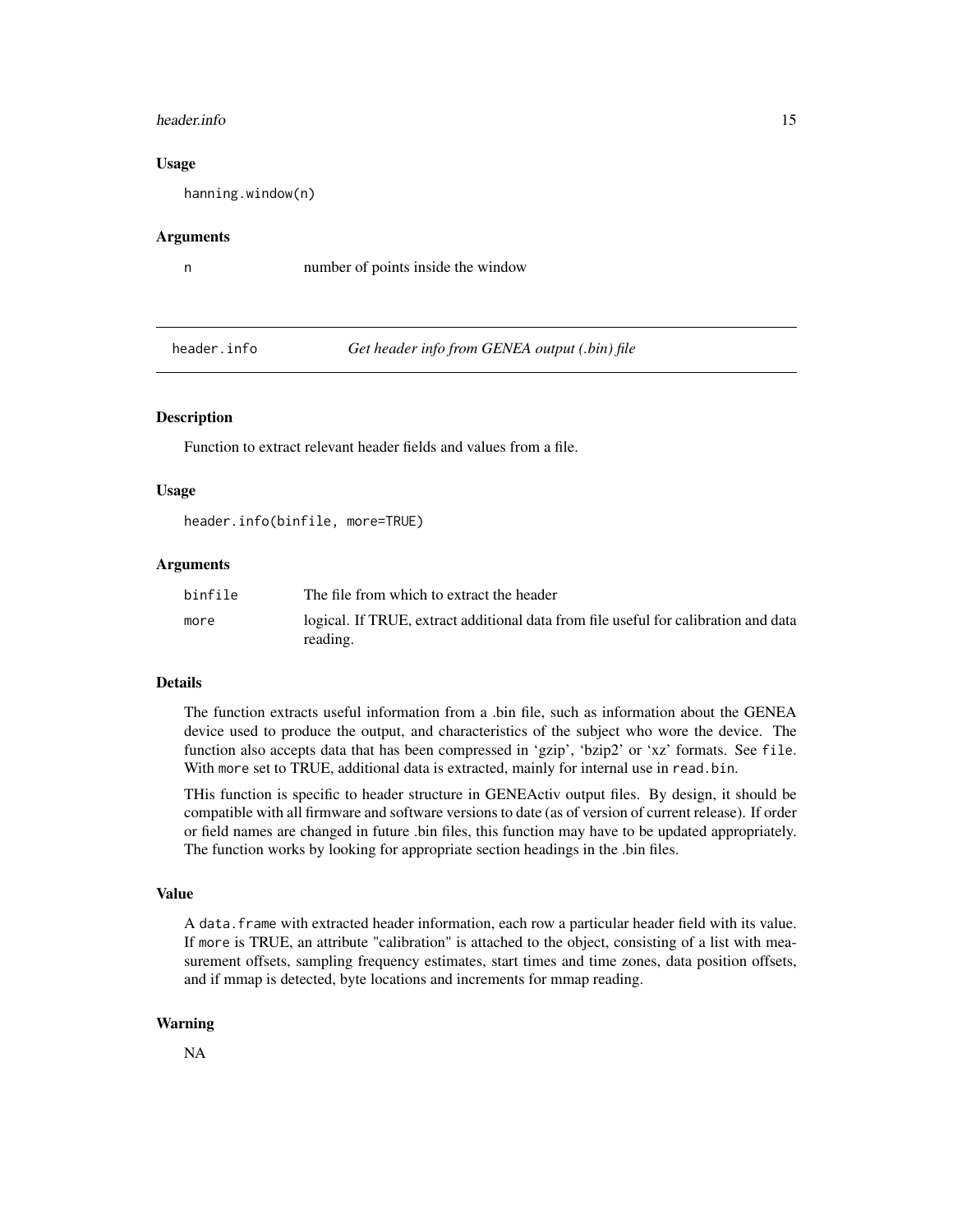### Usage

```
hanning.window(n)
```

### Arguments

| | |
|---|---|
| n | number of points inside the window |

## header.info *Get header info from GENEA output (.bin) file*

### Description

Function to extract relevant header fields and values from a file.

### Usage

```
header.info(binfile, more=TRUE)
```

### Arguments

| | |
|---|---|
| binfile | The file from which to extract the header |
| more | logical. If TRUE, extract additional data from file useful for calibration and data reading. |

### Details

The function extracts useful information from a .bin file, such as information about the GENEA device used to produce the output, and characteristics of the subject who wore the device. The function also accepts data that has been compressed in 'gzip', 'bzip2' or 'xz' formats. See `file`. With `more` set to TRUE, additional data is extracted, mainly for internal use in `read.bin`.

THis function is specific to header structure in GENEActiv output files. By design, it should be compatible with all firmware and software versions to date (as of version of current release). If order or field names are changed in future .bin files, this function may have to be updated appropriately. The function works by looking for appropriate section headings in the .bin files.

### Value

A `data.frame` with extracted header information, each row a particular header field with its value. If `more` is TRUE, an attribute "calibration" is attached to the object, consisting of a list with measurement offsets, sampling frequency estimates, start times and time zones, data position offsets, and if mmap is detected, byte locations and increments for mmap reading.

### Warning

NA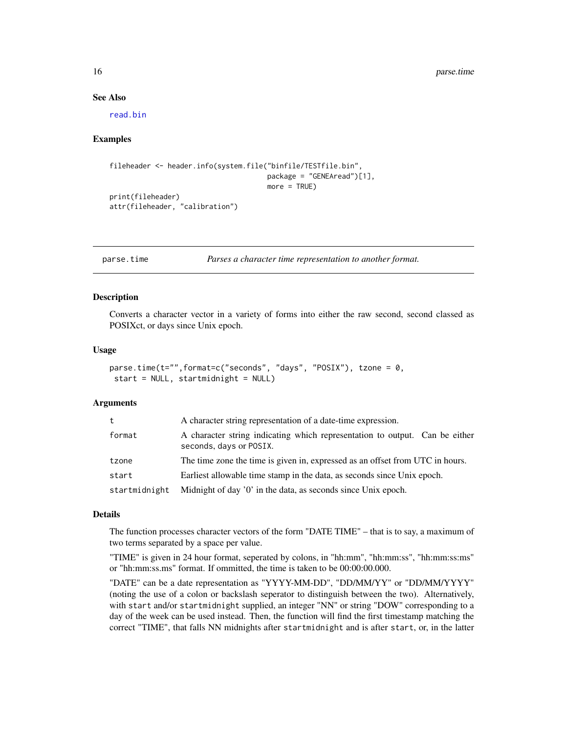## See Also

read.bin

## Examples

```
fileheader <- header.info(system.file("binfile/TESTfile.bin",
                                      package = "GENEAread")[1],
                                      more = TRUE)
print(fileheader)
attr(fileheader, "calibration")
```

---

parse.time *Parses a character time representation to another format.*

---

### Description

Converts a character vector in a variety of forms into either the raw second, second classed as POSIXct, or days since Unix epoch.

### Usage

```
parse.time(t="",format=c("seconds", "days", "POSIX"), tzone = 0,
 start = NULL, startmidnight = NULL)
```

### Arguments

| | |
|---|---|
| t | A character string representation of a date-time expression. |
| format | A character string indicating which representation to output. Can be either seconds, days or POSIX. |
| tzone | The time zone the time is given in, expressed as an offset from UTC in hours. |
| start | Earliest allowable time stamp in the data, as seconds since Unix epoch. |
| startmidnight | Midnight of day '0' in the data, as seconds since Unix epoch. |

### Details

The function processes character vectors of the form "DATE TIME" – that is to say, a maximum of two terms separated by a space per value.

"TIME" is given in 24 hour format, seperated by colons, in "hh:mm", "hh:mm:ss", "hh:mm:ss:ms" or "hh:mm:ss.ms" format. If ommitted, the time is taken to be 00:00:00.000.

"DATE" can be a date representation as "YYYY-MM-DD", "DD/MM/YY" or "DD/MM/YYYY" (noting the use of a colon or backslash seperator to distinguish between the two). Alternatively, with start and/or startmidnight supplied, an integer "NN" or string "DOW" corresponding to a day of the week can be used instead. Then, the function will find the first timestamp matching the correct "TIME", that falls NN midnights after startmidnight and is after start, or, in the latter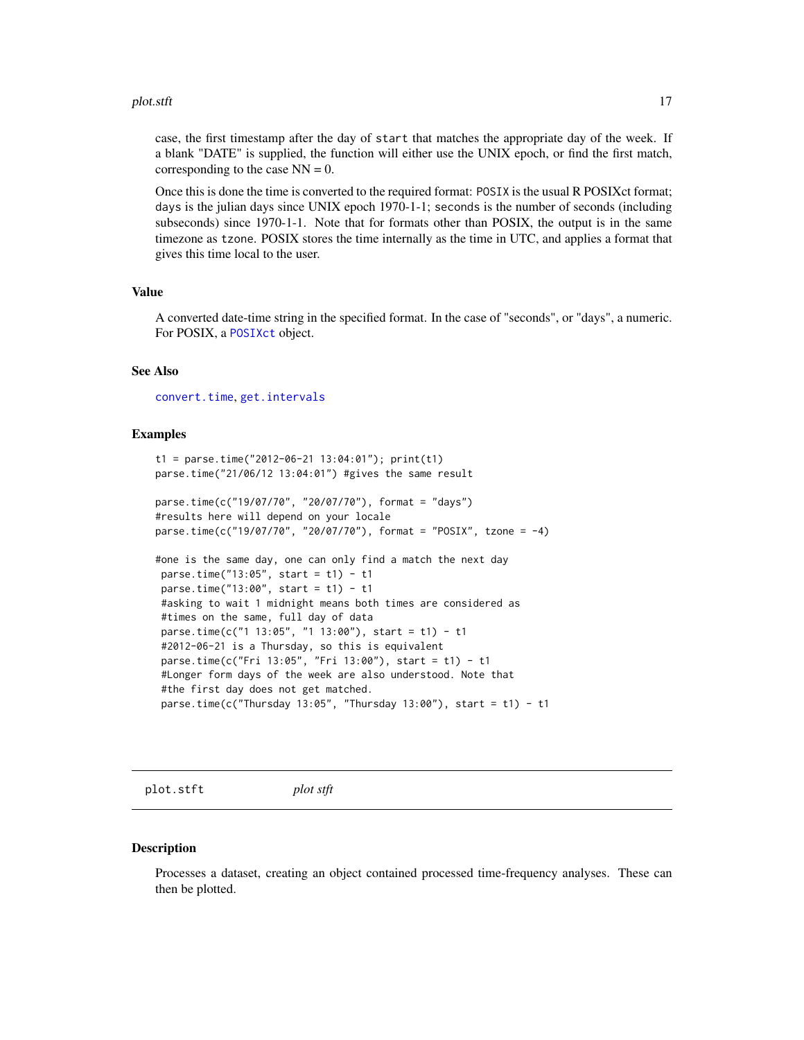case, the first timestamp after the day of `start` that matches the appropriate day of the week. If a blank "DATE" is supplied, the function will either use the UNIX epoch, or find the first match, corresponding to the case NN = 0.

Once this is done the time is converted to the required format: `POSIX` is the usual R POSIXct format; `days` is the julian days since UNIX epoch 1970-1-1; `seconds` is the number of seconds (including subseconds) since 1970-1-1. Note that for formats other than POSIX, the output is in the same timezone as `tzone`. POSIX stores the time internally as the time in UTC, and applies a format that gives this time local to the user.

### Value

A converted date-time string in the specified format. In the case of "seconds", or "days", a numeric. For POSIX, a `POSIXct` object.

### See Also

`convert.time`, `get.intervals`

### Examples

```
t1 = parse.time("2012-06-21 13:04:01"); print(t1)
parse.time("21/06/12 13:04:01") #gives the same result

parse.time(c("19/07/70", "20/07/70"), format = "days")
#results here will depend on your locale
parse.time(c("19/07/70", "20/07/70"), format = "POSIX", tzone = -4)

#one is the same day, one can only find a match the next day
 parse.time("13:05", start = t1) - t1
 parse.time("13:00", start = t1) - t1
 #asking to wait 1 midnight means both times are considered as
 #times on the same, full day of data
 parse.time(c("1 13:05", "1 13:00"), start = t1) - t1
 #2012-06-21 is a Thursday, so this is equivalent
 parse.time(c("Fri 13:05", "Fri 13:00"), start = t1) - t1
 #Longer form days of the week are also understood. Note that
 #the first day does not get matched.
 parse.time(c("Thursday 13:05", "Thursday 13:00"), start = t1) - t1
```

---

## plot.stft *plot stft*

### Description

Processes a dataset, creating an object contained processed time-frequency analyses. These can then be plotted.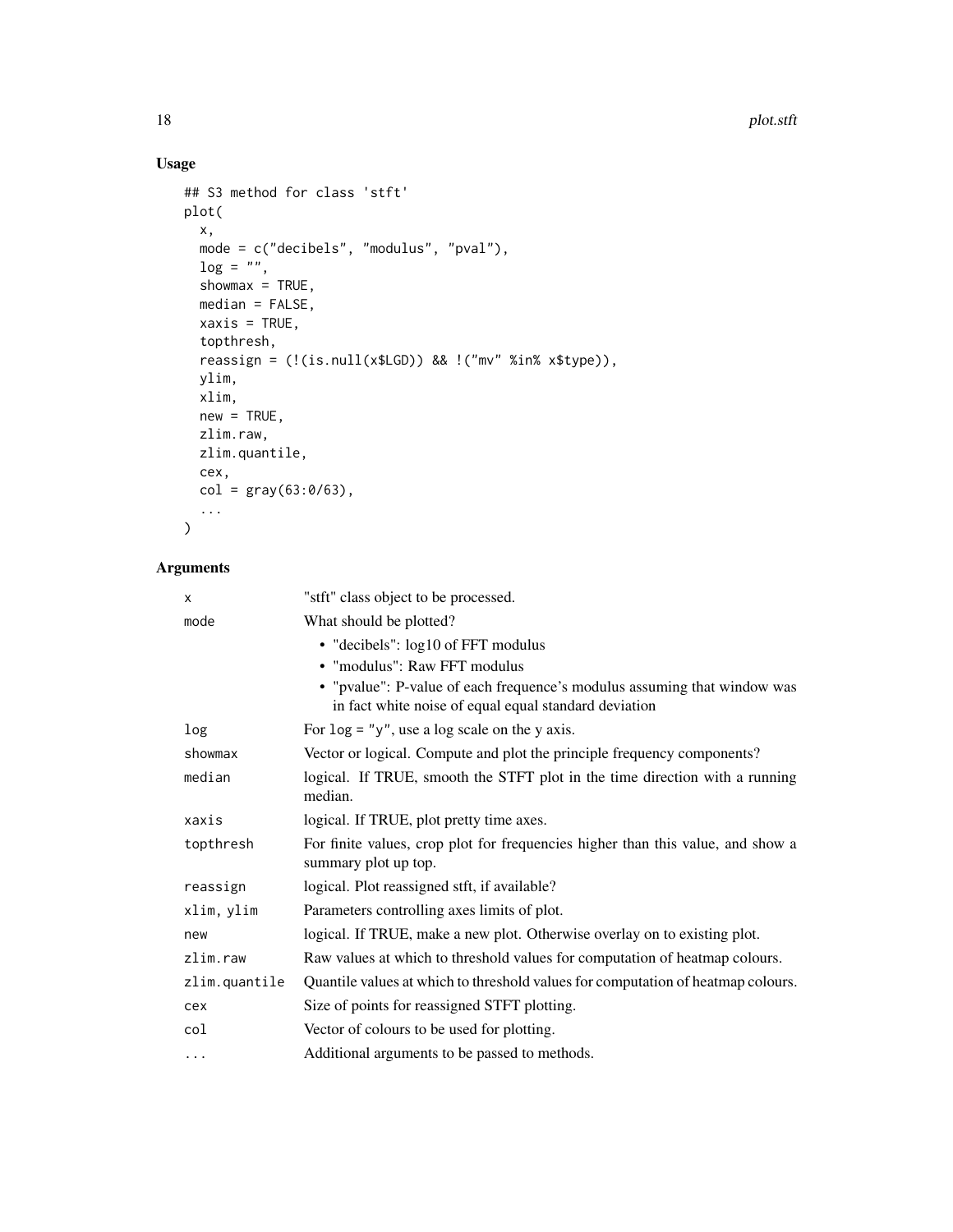## Usage

```
## S3 method for class 'stft'
plot(
  x,
  mode = c("decibels", "modulus", "pval"),
  log = "",
  showmax = TRUE,
  median = FALSE,
  xaxis = TRUE,
  topthresh,
  reassign = (!(is.null(x$LGD)) && !("mv" %in% x$type)),
  ylim,
  xlim,
  new = TRUE,
  zlim.raw,
  zlim.quantile,
  cex,
  col = gray(63:0/63),
  ...
)
```

## Arguments

| | |
|---|---|
| `x` | "stft" class object to be processed. |
| `mode` | What should be plotted?<br>• "decibels": log10 of FFT modulus<br>• "modulus": Raw FFT modulus<br>• "pvalue": P-value of each frequence's modulus assuming that window was in fact white noise of equal equal standard deviation |
| `log` | For `log = "y"`, use a log scale on the y axis. |
| `showmax` | Vector or logical. Compute and plot the principle frequency components? |
| `median` | logical. If TRUE, smooth the STFT plot in the time direction with a running median. |
| `xaxis` | logical. If TRUE, plot pretty time axes. |
| `topthresh` | For finite values, crop plot for frequencies higher than this value, and show a summary plot up top. |
| `reassign` | logical. Plot reassigned stft, if available? |
| `xlim, ylim` | Parameters controlling axes limits of plot. |
| `new` | logical. If TRUE, make a new plot. Otherwise overlay on to existing plot. |
| `zlim.raw` | Raw values at which to threshold values for computation of heatmap colours. |
| `zlim.quantile` | Quantile values at which to threshold values for computation of heatmap colours. |
| `cex` | Size of points for reassigned STFT plotting. |
| `col` | Vector of colours to be used for plotting. |
| `...` | Additional arguments to be passed to methods. |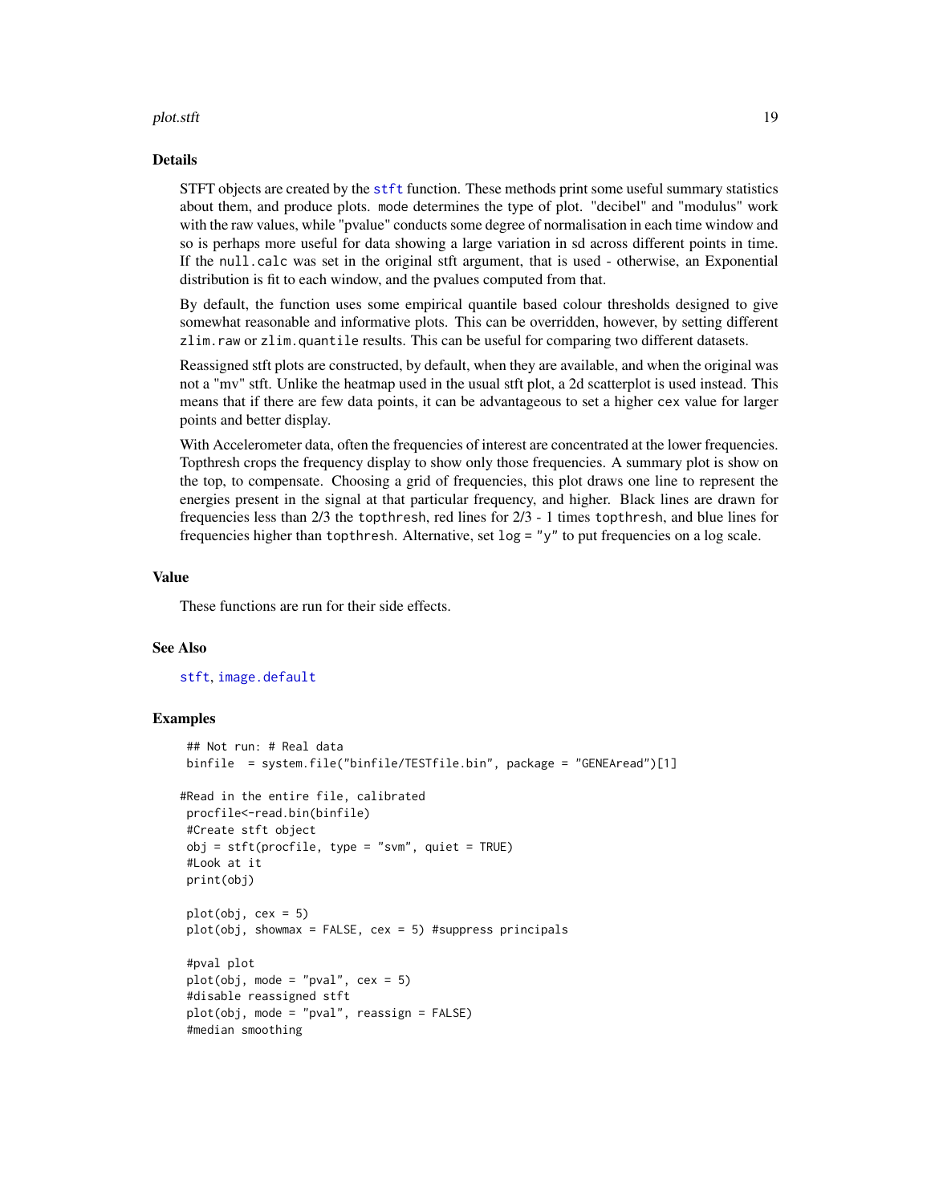### Details

STFT objects are created by the `stft` function. These methods print some useful summary statistics about them, and produce plots. `mode` determines the type of plot. "decibel" and "modulus" work with the raw values, while "pvalue" conducts some degree of normalisation in each time window and so is perhaps more useful for data showing a large variation in sd across different points in time. If the `null.calc` was set in the original stft argument, that is used - otherwise, an Exponential distribution is fit to each window, and the pvalues computed from that.

By default, the function uses some empirical quantile based colour thresholds designed to give somewhat reasonable and informative plots. This can be overridden, however, by setting different `zlim.raw` or `zlim.quantile` results. This can be useful for comparing two different datasets.

Reassigned stft plots are constructed, by default, when they are available, and when the original was not a "mv" stft. Unlike the heatmap used in the usual stft plot, a 2d scatterplot is used instead. This means that if there are few data points, it can be advantageous to set a higher `cex` value for larger points and better display.

With Accelerometer data, often the frequencies of interest are concentrated at the lower frequencies. Topthresh crops the frequency display to show only those frequencies. A summary plot is show on the top, to compensate. Choosing a grid of frequencies, this plot draws one line to represent the energies present in the signal at that particular frequency, and higher. Black lines are drawn for frequencies less than 2/3 the `topthresh`, red lines for 2/3 - 1 times `topthresh`, and blue lines for frequencies higher than `topthresh`. Alternative, set `log = "y"` to put frequencies on a log scale.

### Value

These functions are run for their side effects.

### See Also

`stft`, `image.default`

### Examples

```
 ## Not run: # Real data
 binfile  = system.file("binfile/TESTfile.bin", package = "GENEAread")[1]

#Read in the entire file, calibrated
 procfile<-read.bin(binfile)
 #Create stft object
 obj = stft(procfile, type = "svm", quiet = TRUE)
 #Look at it
 print(obj)

 plot(obj, cex = 5)
 plot(obj, showmax = FALSE, cex = 5) #suppress principals

 #pval plot
 plot(obj, mode = "pval", cex = 5)
 #disable reassigned stft
 plot(obj, mode = "pval", reassign = FALSE)
 #median smoothing
```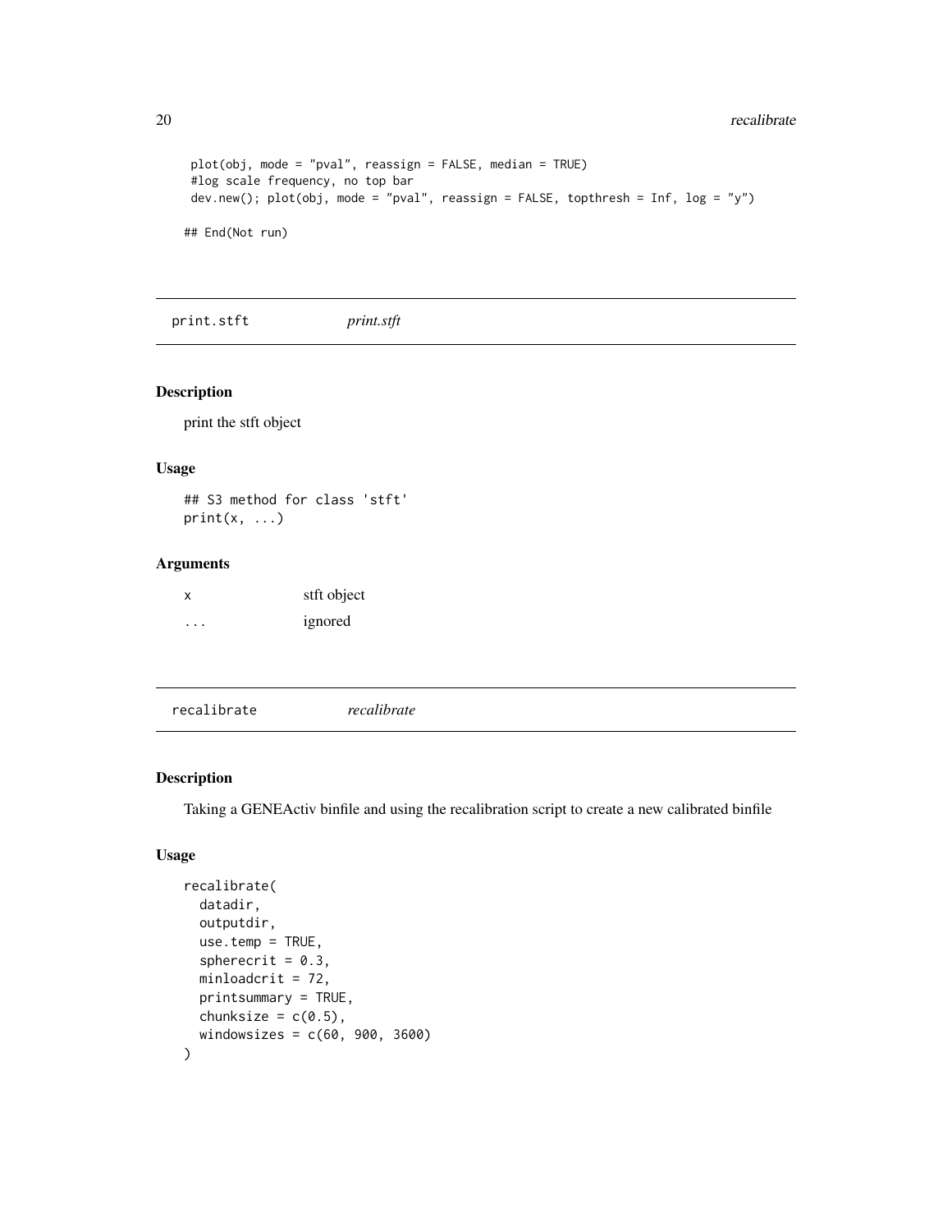```
 plot(obj, mode = "pval", reassign = FALSE, median = TRUE)
 #log scale frequency, no top bar
 dev.new(); plot(obj, mode = "pval", reassign = FALSE, topthresh = Inf, log = "y")

## End(Not run)
```

---

## print.stft *print.stft*

---

### Description

print the stft object

### Usage

```
## S3 method for class 'stft'
print(x, ...)
```

### Arguments

| | |
|---|---|
| x | stft object |
| ... | ignored |

---

## recalibrate *recalibrate*

---

### Description

Taking a GENEActiv binfile and using the recalibration script to create a new calibrated binfile

### Usage

```
recalibrate(
  datadir,
  outputdir,
  use.temp = TRUE,
  spherecrit = 0.3,
  minloadcrit = 72,
  printsummary = TRUE,
  chunksize = c(0.5),
  windowsizes = c(60, 900, 3600)
)
```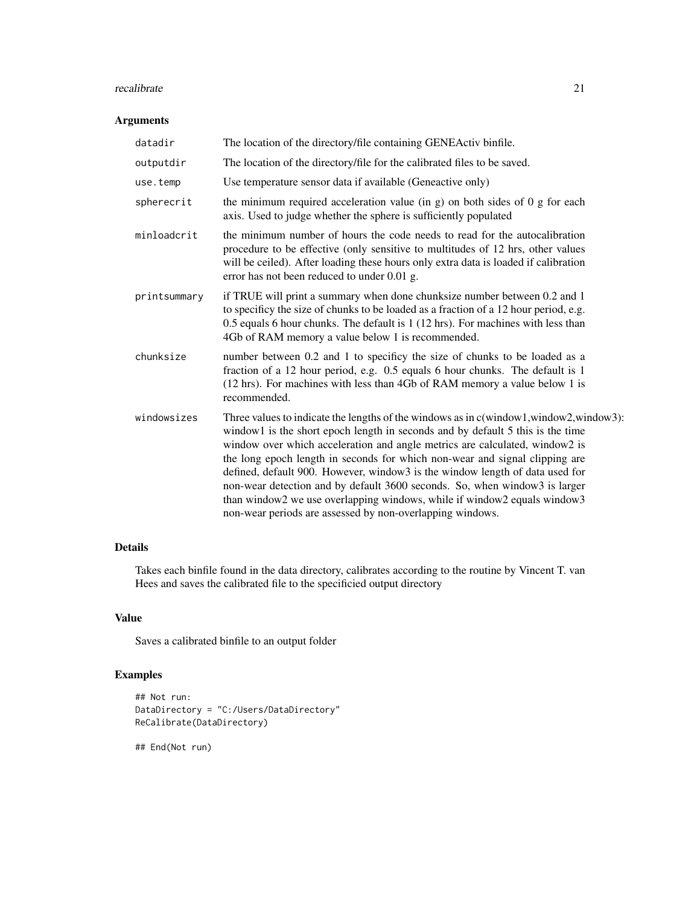## Arguments

| | |
|---|---|
| datadir | The location of the directory/file containing GENEActiv binfile. |
| outputdir | The location of the directory/file for the calibrated files to be saved. |
| use.temp | Use temperature sensor data if available (Geneactive only) |
| spherecrit | the minimum required acceleration value (in g) on both sides of 0 g for each axis. Used to judge whether the sphere is sufficiently populated |
| minloadcrit | the minimum number of hours the code needs to read for the autocalibration procedure to be effective (only sensitive to multitudes of 12 hrs, other values will be ceiled). After loading these hours only extra data is loaded if calibration error has not been reduced to under 0.01 g. |
| printsummary | if TRUE will print a summary when done chunksize number between 0.2 and 1 to specificy the size of chunks to be loaded as a fraction of a 12 hour period, e.g. 0.5 equals 6 hour chunks. The default is 1 (12 hrs). For machines with less than 4Gb of RAM memory a value below 1 is recommended. |
| chunksize | number between 0.2 and 1 to specificy the size of chunks to be loaded as a fraction of a 12 hour period, e.g. 0.5 equals 6 hour chunks. The default is 1 (12 hrs). For machines with less than 4Gb of RAM memory a value below 1 is recommended. |
| windowsizes | Three values to indicate the lengths of the windows as in c(window1,window2,window3): window1 is the short epoch length in seconds and by default 5 this is the time window over which acceleration and angle metrics are calculated, window2 is the long epoch length in seconds for which non-wear and signal clipping are defined, default 900. However, window3 is the window length of data used for non-wear detection and by default 3600 seconds. So, when window3 is larger than window2 we use overlapping windows, while if window2 equals window3 non-wear periods are assessed by non-overlapping windows. |

## Details

Takes each binfile found in the data directory, calibrates according to the routine by Vincent T. van Hees and saves the calibrated file to the specificied output directory

## Value

Saves a calibrated binfile to an output folder

## Examples

```
## Not run:
DataDirectory = "C:/Users/DataDirectory"
ReCalibrate(DataDirectory)

## End(Not run)
```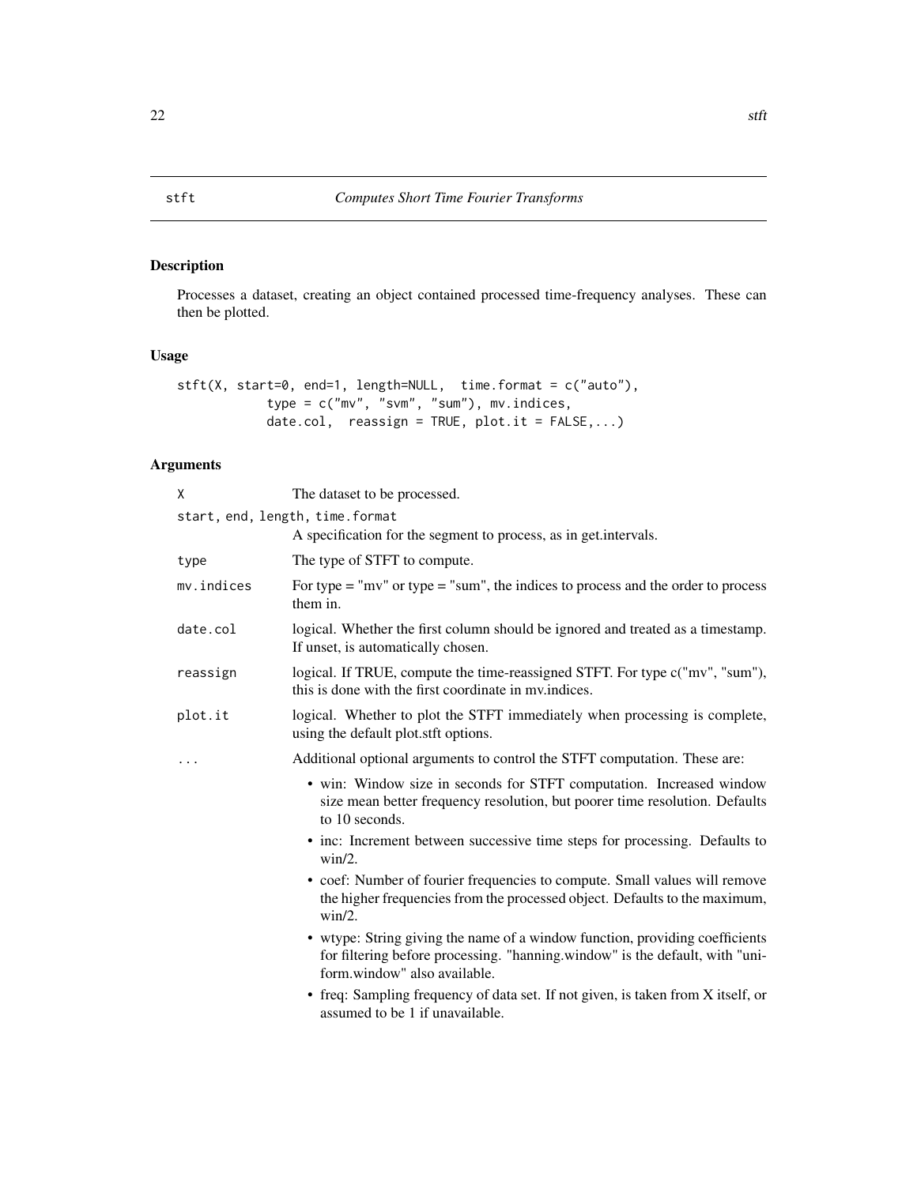# stft — *Computes Short Time Fourier Transforms*

## Description

Processes a dataset, creating an object contained processed time-frequency analyses. These can then be plotted.

## Usage

```
stft(X, start=0, end=1, length=NULL,  time.format = c("auto"),
            type = c("mv", "svm", "sum"), mv.indices,
            date.col,  reassign = TRUE, plot.it = FALSE,...)
```

## Arguments

| | |
|---|---|
| `X` | The dataset to be processed. |
| `start, end, length, time.format` | A specification for the segment to process, as in get.intervals. |
| `type` | The type of STFT to compute. |
| `mv.indices` | For type = "mv" or type = "sum", the indices to process and the order to process them in. |
| `date.col` | logical. Whether the first column should be ignored and treated as a timestamp. If unset, is automatically chosen. |
| `reassign` | logical. If TRUE, compute the time-reassigned STFT. For type c("mv", "sum"), this is done with the first coordinate in mv.indices. |
| `plot.it` | logical. Whether to plot the STFT immediately when processing is complete, using the default plot.stft options. |
| `...` | Additional optional arguments to control the STFT computation. These are: |

- win: Window size in seconds for STFT computation. Increased window size mean better frequency resolution, but poorer time resolution. Defaults to 10 seconds.
- inc: Increment between successive time steps for processing. Defaults to win/2.
- coef: Number of fourier frequencies to compute. Small values will remove the higher frequencies from the processed object. Defaults to the maximum, win/2.
- wtype: String giving the name of a window function, providing coefficients for filtering before processing. "hanning.window" is the default, with "uniform.window" also available.
- freq: Sampling frequency of data set. If not given, is taken from X itself, or assumed to be 1 if unavailable.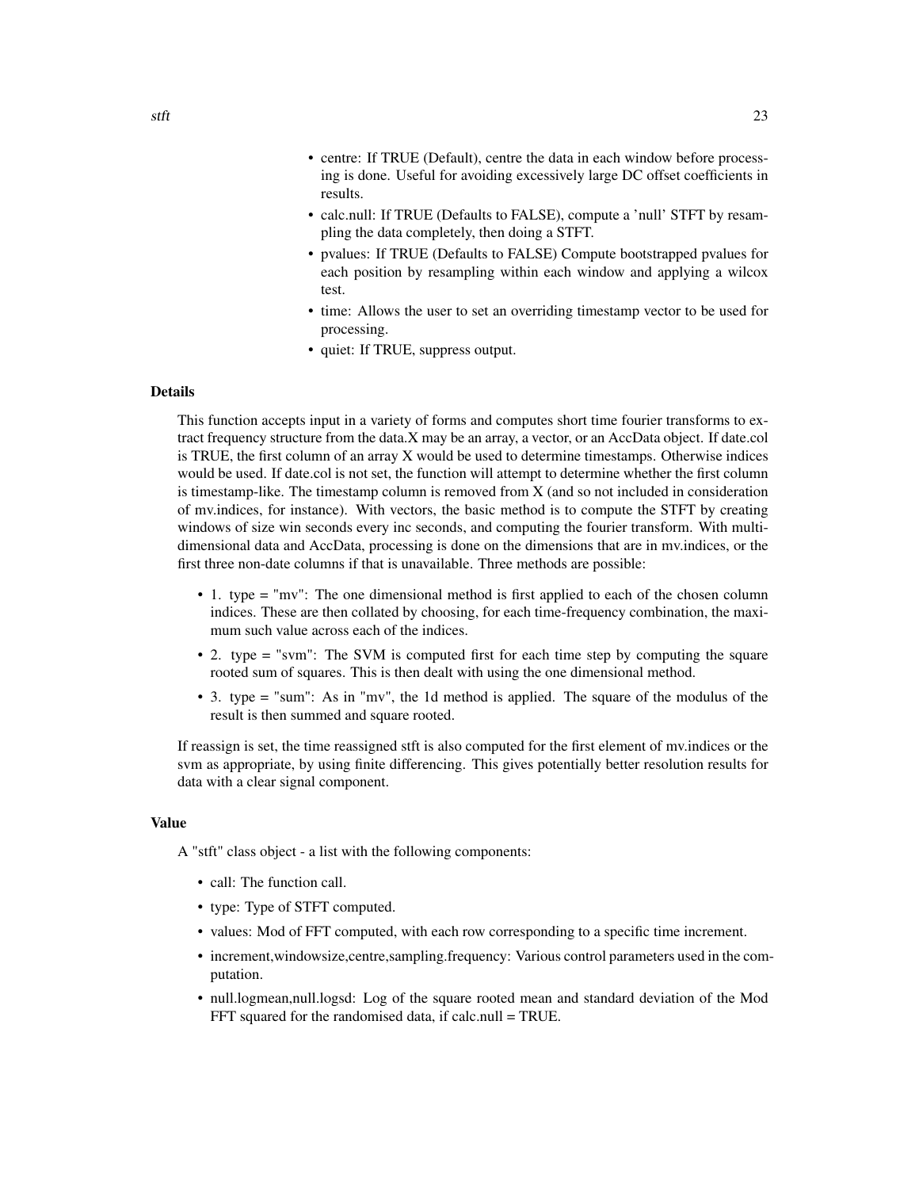- centre: If TRUE (Default), centre the data in each window before processing is done. Useful for avoiding excessively large DC offset coefficients in results.
- calc.null: If TRUE (Defaults to FALSE), compute a 'null' STFT by resampling the data completely, then doing a STFT.
- pvalues: If TRUE (Defaults to FALSE) Compute bootstrapped pvalues for each position by resampling within each window and applying a wilcox test.
- time: Allows the user to set an overriding timestamp vector to be used for processing.
- quiet: If TRUE, suppress output.

### Details

This function accepts input in a variety of forms and computes short time fourier transforms to extract frequency structure from the data.X may be an array, a vector, or an AccData object. If date.col is TRUE, the first column of an array X would be used to determine timestamps. Otherwise indices would be used. If date.col is not set, the function will attempt to determine whether the first column is timestamp-like. The timestamp column is removed from X (and so not included in consideration of mv.indices, for instance). With vectors, the basic method is to compute the STFT by creating windows of size win seconds every inc seconds, and computing the fourier transform. With multi-dimensional data and AccData, processing is done on the dimensions that are in mv.indices, or the first three non-date columns if that is unavailable. Three methods are possible:

- 1. type = "mv": The one dimensional method is first applied to each of the chosen column indices. These are then collated by choosing, for each time-frequency combination, the maximum such value across each of the indices.
- 2. type = "svm": The SVM is computed first for each time step by computing the square rooted sum of squares. This is then dealt with using the one dimensional method.
- 3. type = "sum": As in "mv", the 1d method is applied. The square of the modulus of the result is then summed and square rooted.

If reassign is set, the time reassigned stft is also computed for the first element of mv.indices or the svm as appropriate, by using finite differencing. This gives potentially better resolution results for data with a clear signal component.

### Value

A "stft" class object - a list with the following components:

- call: The function call.
- type: Type of STFT computed.
- values: Mod of FFT computed, with each row corresponding to a specific time increment.
- increment,windowsize,centre,sampling.frequency: Various control parameters used in the computation.
- null.logmean,null.logsd: Log of the square rooted mean and standard deviation of the Mod FFT squared for the randomised data, if calc.null = TRUE.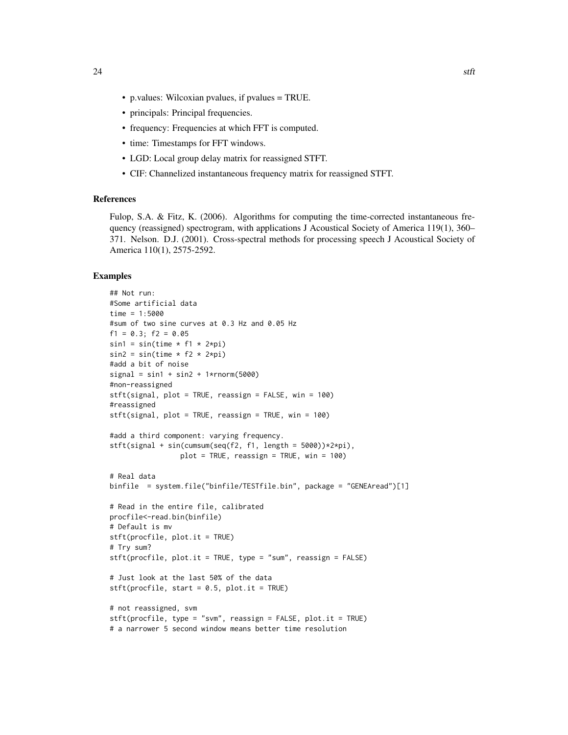- p.values: Wilcoxian pvalues, if pvalues = TRUE.
- principals: Principal frequencies.
- frequency: Frequencies at which FFT is computed.
- time: Timestamps for FFT windows.
- LGD: Local group delay matrix for reassigned STFT.
- CIF: Channelized instantaneous frequency matrix for reassigned STFT.

### References

Fulop, S.A. & Fitz, K. (2006). Algorithms for computing the time-corrected instantaneous frequency (reassigned) spectrogram, with applications J Acoustical Society of America 119(1), 360–371. Nelson. D.J. (2001). Cross-spectral methods for processing speech J Acoustical Society of America 110(1), 2575-2592.

### Examples

```
## Not run:
#Some artificial data
time = 1:5000
#sum of two sine curves at 0.3 Hz and 0.05 Hz
f1 = 0.3; f2 = 0.05
sin1 = sin(time * f1 * 2*pi)
sin2 = sin(time * f2 * 2*pi)
#add a bit of noise
signal = sin1 + sin2 + 1*rnorm(5000)
#non-reassigned
stft(signal, plot = TRUE, reassign = FALSE, win = 100)
#reassigned
stft(signal, plot = TRUE, reassign = TRUE, win = 100)

#add a third component: varying frequency.
stft(signal + sin(cumsum(seq(f2, f1, length = 5000))*2*pi),
                plot = TRUE, reassign = TRUE, win = 100)

# Real data
binfile  = system.file("binfile/TESTfile.bin", package = "GENEAread")[1]

# Read in the entire file, calibrated
procfile<-read.bin(binfile)
# Default is mv
stft(procfile, plot.it = TRUE)
# Try sum?
stft(procfile, plot.it = TRUE, type = "sum", reassign = FALSE)

# Just look at the last 50% of the data
stft(procfile, start = 0.5, plot.it = TRUE)

# not reassigned, svm
stft(procfile, type = "svm", reassign = FALSE, plot.it = TRUE)
# a narrower 5 second window means better time resolution
```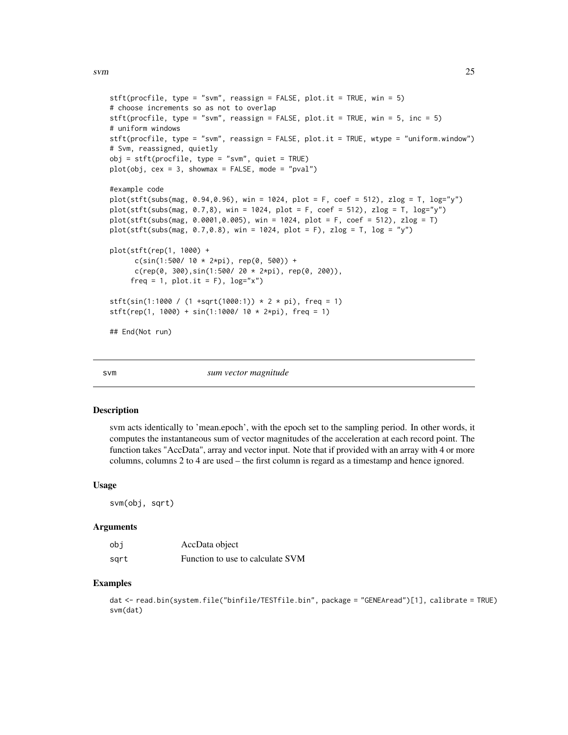```
stft(procfile, type = "svm", reassign = FALSE, plot.it = TRUE, win = 5)
# choose increments so as not to overlap
stft(procfile, type = "svm", reassign = FALSE, plot.it = TRUE, win = 5, inc = 5)
# uniform windows
stft(procfile, type = "svm", reassign = FALSE, plot.it = TRUE, wtype = "uniform.window")
# Svm, reassigned, quietly
obj = stft(procfile, type = "svm", quiet = TRUE)
plot(obj, cex = 3, showmax = FALSE, mode = "pval")

#example code
plot(stft(subs(mag, 0.94,0.96), win = 1024, plot = F, coef = 512), zlog = T, log="y")
plot(stft(subs(mag, 0.7,8), win = 1024, plot = F, coef = 512), zlog = T, log="y")
plot(stft(subs(mag, 0.0001,0.005), win = 1024, plot = F, coef = 512), zlog = T)
plot(stft(subs(mag, 0.7,0.8), win = 1024, plot = F), zlog = T, log = "y")

plot(stft(rep(1, 1000) +
      c(sin(1:500/ 10 * 2*pi), rep(0, 500)) +
      c(rep(0, 300),sin(1:500/ 20 * 2*pi), rep(0, 200)),
     freq = 1, plot.it = F), log="x")

stft(sin(1:1000 / (1 +sqrt(1000:1)) * 2 * pi), freq = 1)
stft(rep(1, 1000) + sin(1:1000/ 10 * 2*pi), freq = 1)

## End(Not run)
```

## svm — *sum vector magnitude*

### Description

svm acts identically to 'mean.epoch', with the epoch set to the sampling period. In other words, it computes the instantaneous sum of vector magnitudes of the acceleration at each record point. The function takes "AccData", array and vector input. Note that if provided with an array with 4 or more columns, columns 2 to 4 are used – the first column is regard as a timestamp and hence ignored.

### Usage

```
svm(obj, sqrt)
```

### Arguments

| | |
|---|---|
| obj | AccData object |
| sqrt | Function to use to calculate SVM |

### Examples

```
dat <- read.bin(system.file("binfile/TESTfile.bin", package = "GENEAread")[1], calibrate = TRUE)
svm(dat)
```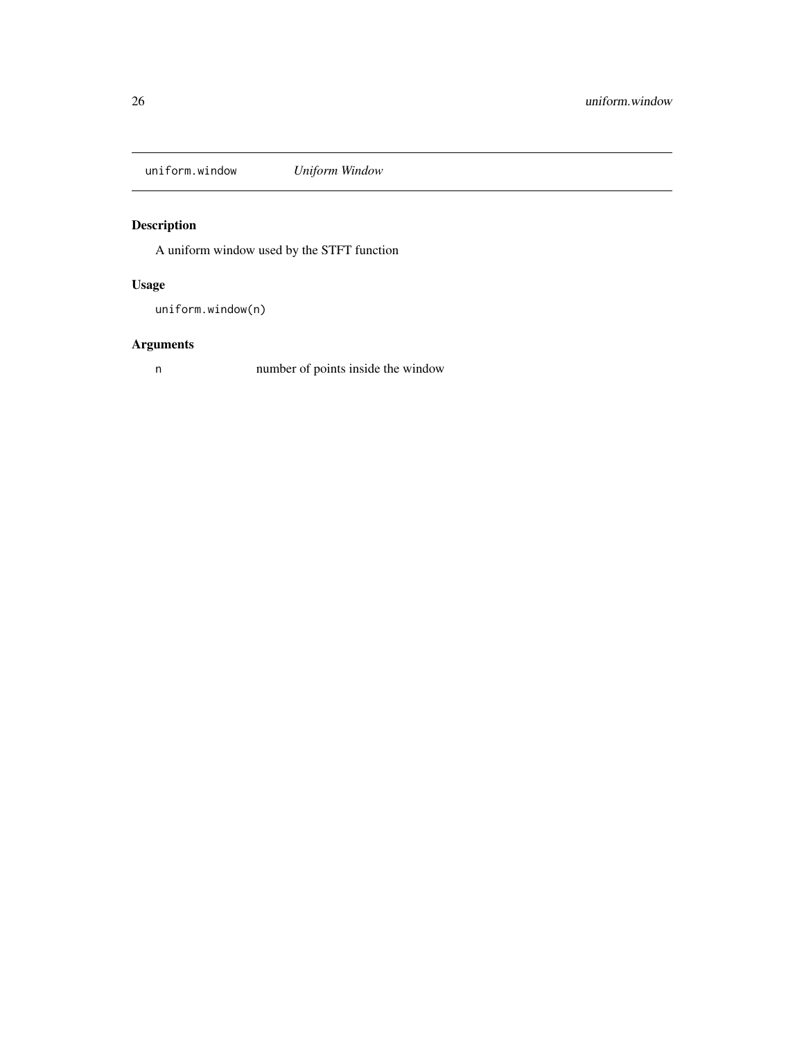`uniform.window` *Uniform Window*

### Description

A uniform window used by the STFT function

### Usage

```
uniform.window(n)
```

### Arguments

| | |
|---|---|
| `n` | number of points inside the window |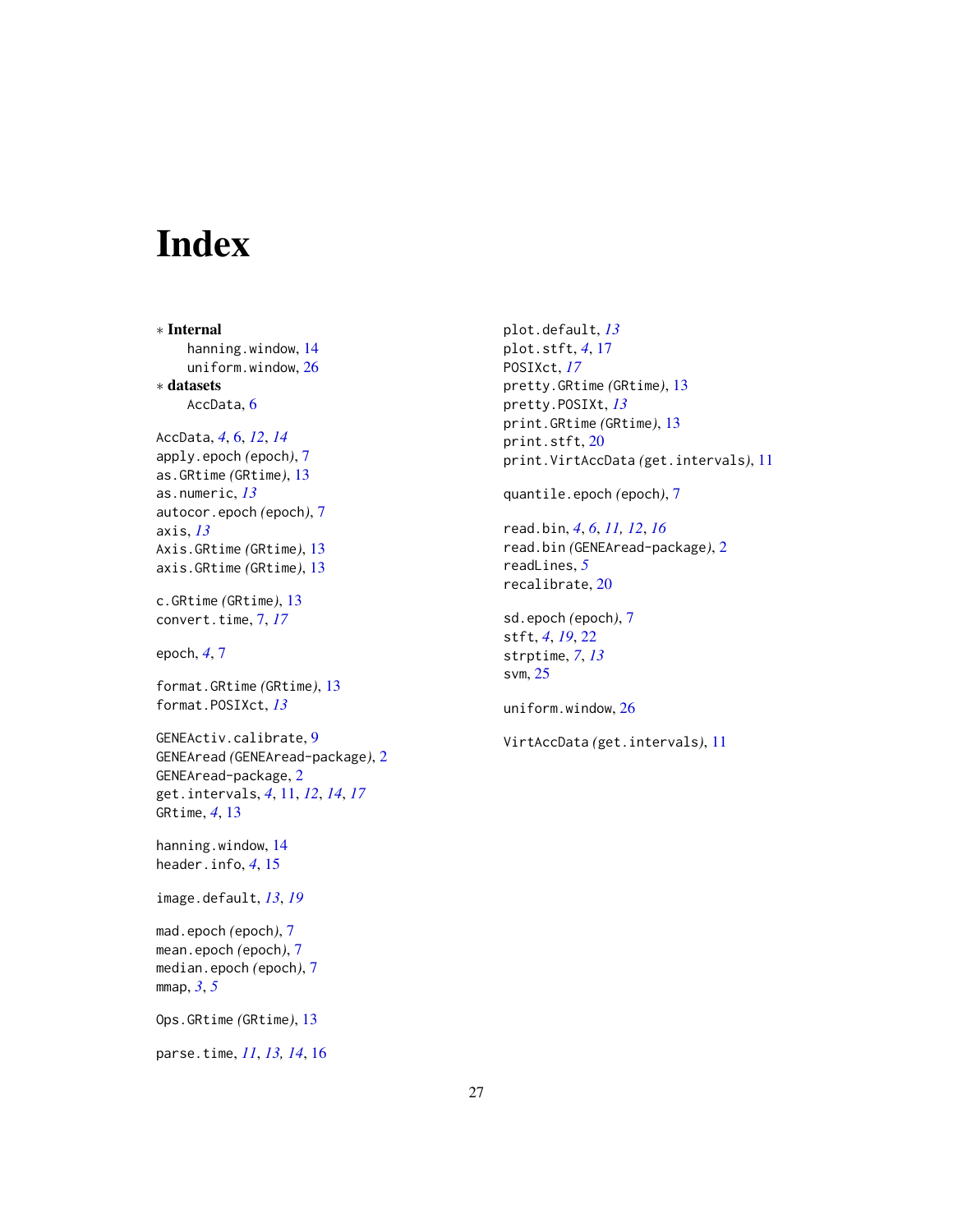# Index

∗ **Internal**
  hanning.window, 14
  uniform.window, 26

∗ **datasets**
  AccData, 6

AccData, *4*, 6, *12*, *14*
apply.epoch *(*epoch*)*, 7
as.GRtime *(*GRtime*)*, 13
as.numeric, *13*
autocor.epoch *(*epoch*)*, 7
axis, *13*
Axis.GRtime *(*GRtime*)*, 13
axis.GRtime *(*GRtime*)*, 13

c.GRtime *(*GRtime*)*, 13
convert.time, 7, *17*

epoch, *4*, 7

format.GRtime *(*GRtime*)*, 13
format.POSIXct, *13*

GENEActiv.calibrate, 9
GENEAread *(*GENEAread-package*)*, 2
GENEAread-package, 2
get.intervals, *4*, 11, *12*, *14*, *17*
GRtime, *4*, 13

hanning.window, 14
header.info, *4*, 15

image.default, *13*, *19*

mad.epoch *(*epoch*)*, 7
mean.epoch *(*epoch*)*, 7
median.epoch *(*epoch*)*, 7
mmap, *3*, *5*

Ops.GRtime *(*GRtime*)*, 13

parse.time, *11*, *13*, *14*, 16

plot.default, *13*
plot.stft, *4*, 17
POSIXct, *17*
pretty.GRtime *(*GRtime*)*, 13
pretty.POSIXt, *13*
print.GRtime *(*GRtime*)*, 13
print.stft, 20
print.VirtAccData *(*get.intervals*)*, 11

quantile.epoch *(*epoch*)*, 7

read.bin, *4*, *6*, *11*, *12*, *16*
read.bin *(*GENEAread-package*)*, 2
readLines, *5*
recalibrate, 20

sd.epoch *(*epoch*)*, 7
stft, *4*, *19*, 22
strptime, *7*, *13*
svm, 25

uniform.window, 26

VirtAccData *(*get.intervals*)*, 11